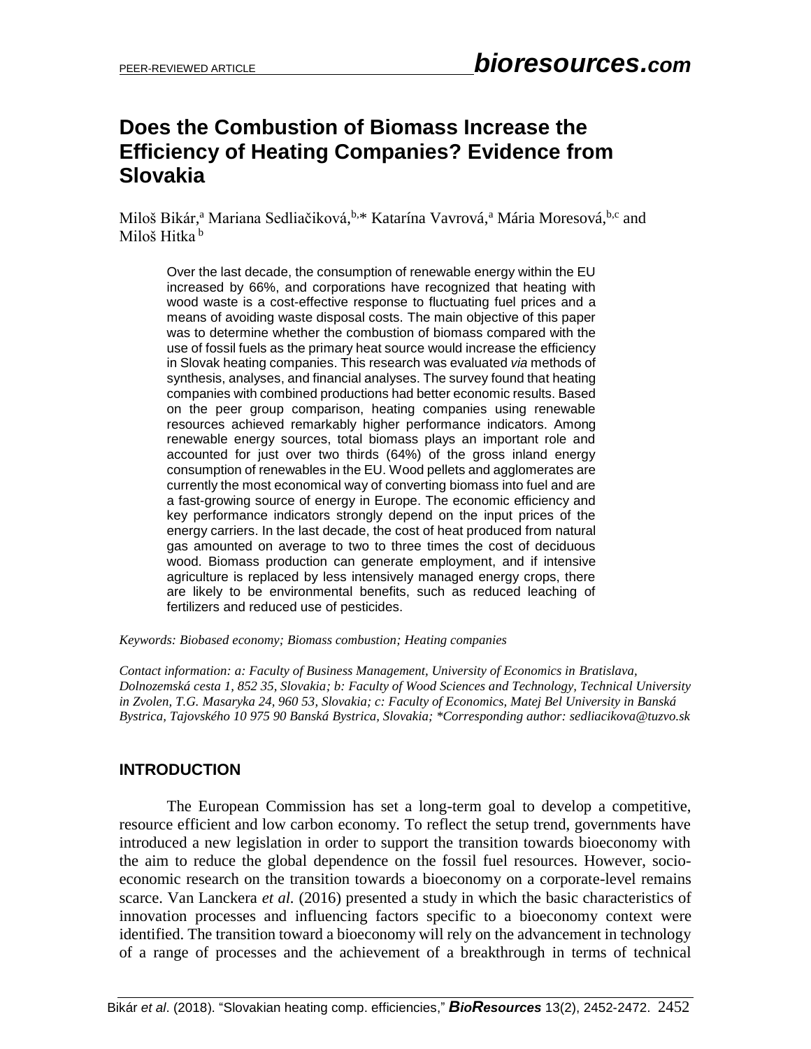# Does the Combustion of Biomass Increase the Efficiency of Heating Companies? Evidence from Slovakia

Miloš Bikár,[a] Mariana Sedliačiková,[b,*] Katarína Vavrová,[a] Mária Moresová,[b,c] and Miloš Hitka [b]

Over the last decade, the consumption of renewable energy within the EU increased by 66%, and corporations have recognized that heating with wood waste is a cost-effective response to fluctuating fuel prices and a means of avoiding waste disposal costs. The main objective of this paper was to determine whether the combustion of biomass compared with the use of fossil fuels as the primary heat source would increase the efficiency in Slovak heating companies. This research was evaluated *via* methods of synthesis, analyses, and financial analyses. The survey found that heating companies with combined productions had better economic results. Based on the peer group comparison, heating companies using renewable resources achieved remarkably higher performance indicators. Among renewable energy sources, total biomass plays an important role and accounted for just over two thirds (64%) of the gross inland energy consumption of renewables in the EU. Wood pellets and agglomerates are currently the most economical way of converting biomass into fuel and are a fast-growing source of energy in Europe. The economic efficiency and key performance indicators strongly depend on the input prices of the energy carriers. In the last decade, the cost of heat produced from natural gas amounted on average to two to three times the cost of deciduous wood. Biomass production can generate employment, and if intensive agriculture is replaced by less intensively managed energy crops, there are likely to be environmental benefits, such as reduced leaching of fertilizers and reduced use of pesticides.

*Keywords: Biobased economy; Biomass combustion; Heating companies*

*Contact information: a: Faculty of Business Management, University of Economics in Bratislava, Dolnozemská cesta 1, 852 35, Slovakia; b: Faculty of Wood Sciences and Technology, Technical University in Zvolen, T.G. Masaryka 24, 960 53, Slovakia; c: Faculty of Economics, Matej Bel University in Banská Bystrica, Tajovského 10 975 90 Banská Bystrica, Slovakia; *Corresponding author: sedliacikova@tuzvo.sk*

## INTRODUCTION

The European Commission has set a long-term goal to develop a competitive, resource efficient and low carbon economy. To reflect the setup trend, governments have introduced a new legislation in order to support the transition towards bioeconomy with the aim to reduce the global dependence on the fossil fuel resources. However, socio-economic research on the transition towards a bioeconomy on a corporate-level remains scarce. Van Lanckera *et al.* (2016) presented a study in which the basic characteristics of innovation processes and influencing factors specific to a bioeconomy context were identified. The transition toward a bioeconomy will rely on the advancement in technology of a range of processes and the achievement of a breakthrough in terms of technical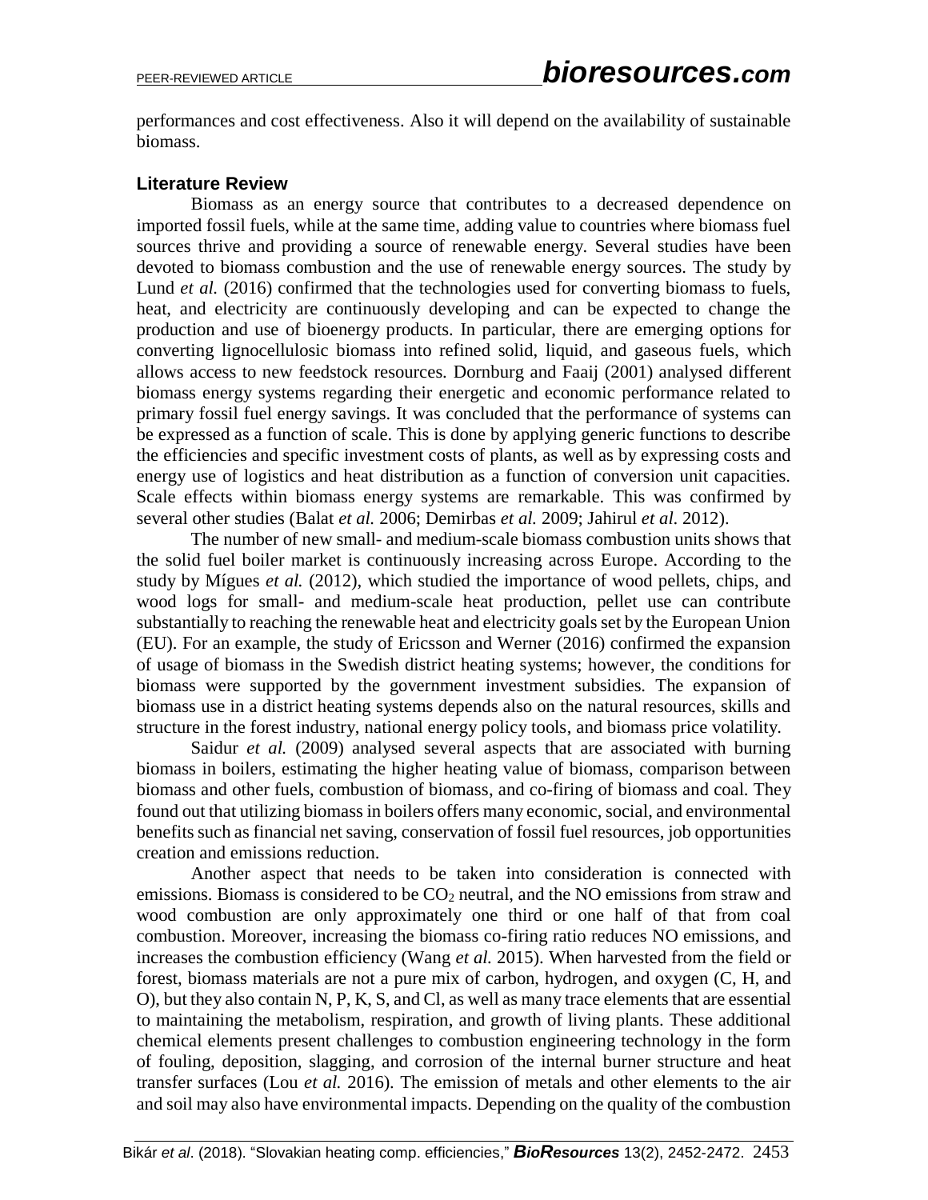performances and cost effectiveness. Also it will depend on the availability of sustainable biomass.

### Literature Review

Biomass as an energy source that contributes to a decreased dependence on imported fossil fuels, while at the same time, adding value to countries where biomass fuel sources thrive and providing a source of renewable energy. Several studies have been devoted to biomass combustion and the use of renewable energy sources. The study by Lund *et al.* (2016) confirmed that the technologies used for converting biomass to fuels, heat, and electricity are continuously developing and can be expected to change the production and use of bioenergy products. In particular, there are emerging options for converting lignocellulosic biomass into refined solid, liquid, and gaseous fuels, which allows access to new feedstock resources. Dornburg and Faaij (2001) analysed different biomass energy systems regarding their energetic and economic performance related to primary fossil fuel energy savings. It was concluded that the performance of systems can be expressed as a function of scale. This is done by applying generic functions to describe the efficiencies and specific investment costs of plants, as well as by expressing costs and energy use of logistics and heat distribution as a function of conversion unit capacities. Scale effects within biomass energy systems are remarkable. This was confirmed by several other studies (Balat *et al.* 2006; Demirbas *et al.* 2009; Jahirul *et al.* 2012).

The number of new small- and medium-scale biomass combustion units shows that the solid fuel boiler market is continuously increasing across Europe. According to the study by Mígues *et al.* (2012), which studied the importance of wood pellets, chips, and wood logs for small- and medium-scale heat production, pellet use can contribute substantially to reaching the renewable heat and electricity goals set by the European Union (EU). For an example, the study of Ericsson and Werner (2016) confirmed the expansion of usage of biomass in the Swedish district heating systems; however, the conditions for biomass were supported by the government investment subsidies. The expansion of biomass use in a district heating systems depends also on the natural resources, skills and structure in the forest industry, national energy policy tools, and biomass price volatility.

Saidur *et al.* (2009) analysed several aspects that are associated with burning biomass in boilers, estimating the higher heating value of biomass, comparison between biomass and other fuels, combustion of biomass, and co-firing of biomass and coal. They found out that utilizing biomass in boilers offers many economic, social, and environmental benefits such as financial net saving, conservation of fossil fuel resources, job opportunities creation and emissions reduction.

Another aspect that needs to be taken into consideration is connected with emissions. Biomass is considered to be $CO_2$ neutral, and the NO emissions from straw and wood combustion are only approximately one third or one half of that from coal combustion. Moreover, increasing the biomass co-firing ratio reduces NO emissions, and increases the combustion efficiency (Wang *et al.* 2015). When harvested from the field or forest, biomass materials are not a pure mix of carbon, hydrogen, and oxygen (C, H, and O), but they also contain N, P, K, S, and Cl, as well as many trace elements that are essential to maintaining the metabolism, respiration, and growth of living plants. These additional chemical elements present challenges to combustion engineering technology in the form of fouling, deposition, slagging, and corrosion of the internal burner structure and heat transfer surfaces (Lou *et al.* 2016). The emission of metals and other elements to the air and soil may also have environmental impacts. Depending on the quality of the combustion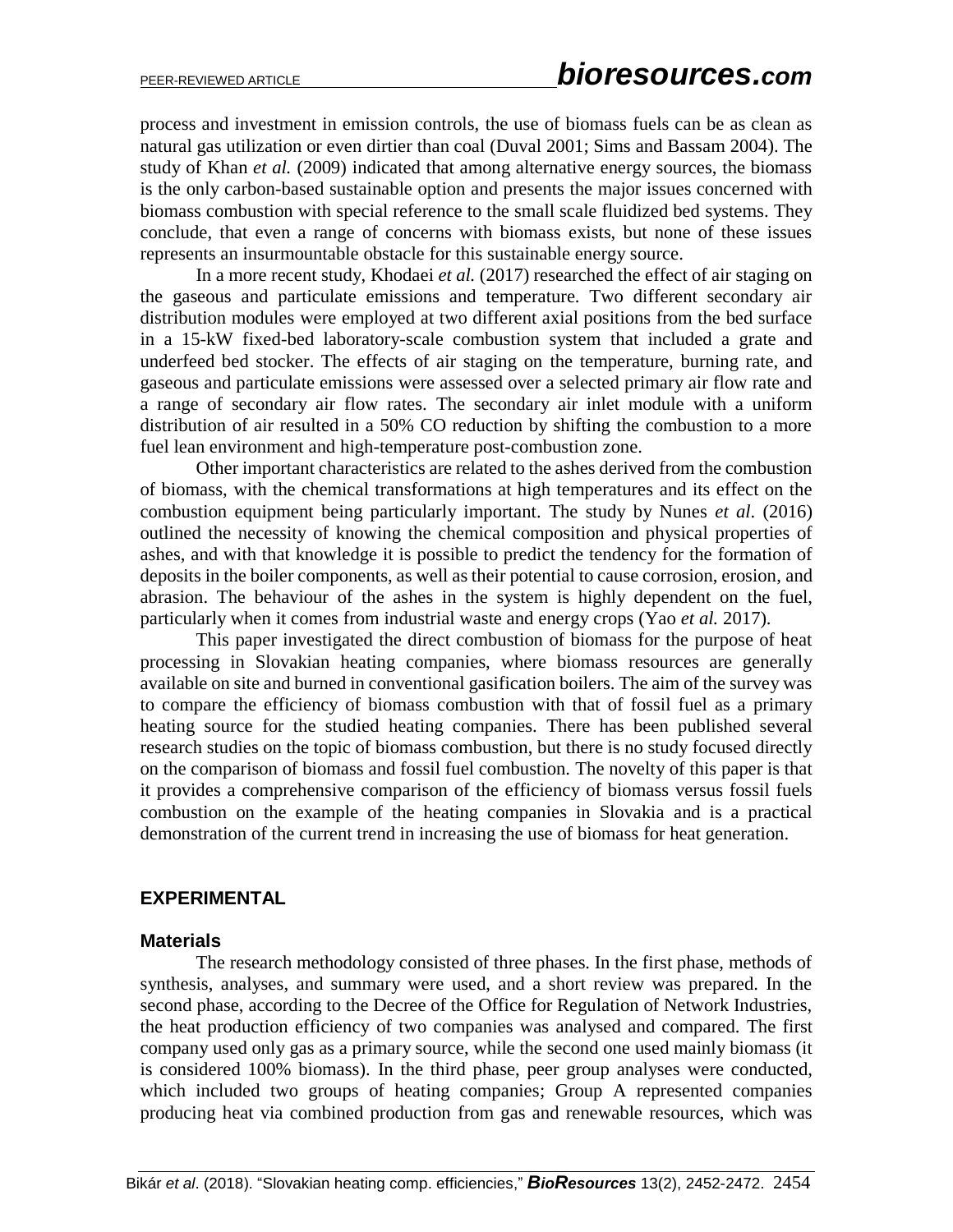process and investment in emission controls, the use of biomass fuels can be as clean as natural gas utilization or even dirtier than coal (Duval 2001; Sims and Bassam 2004). The study of Khan *et al.* (2009) indicated that among alternative energy sources, the biomass is the only carbon-based sustainable option and presents the major issues concerned with biomass combustion with special reference to the small scale fluidized bed systems. They conclude, that even a range of concerns with biomass exists, but none of these issues represents an insurmountable obstacle for this sustainable energy source.

In a more recent study, Khodaei *et al.* (2017) researched the effect of air staging on the gaseous and particulate emissions and temperature. Two different secondary air distribution modules were employed at two different axial positions from the bed surface in a 15-kW fixed-bed laboratory-scale combustion system that included a grate and underfeed bed stocker. The effects of air staging on the temperature, burning rate, and gaseous and particulate emissions were assessed over a selected primary air flow rate and a range of secondary air flow rates. The secondary air inlet module with a uniform distribution of air resulted in a 50% CO reduction by shifting the combustion to a more fuel lean environment and high-temperature post-combustion zone.

Other important characteristics are related to the ashes derived from the combustion of biomass, with the chemical transformations at high temperatures and its effect on the combustion equipment being particularly important. The study by Nunes *et al.* (2016) outlined the necessity of knowing the chemical composition and physical properties of ashes, and with that knowledge it is possible to predict the tendency for the formation of deposits in the boiler components, as well as their potential to cause corrosion, erosion, and abrasion. The behaviour of the ashes in the system is highly dependent on the fuel, particularly when it comes from industrial waste and energy crops (Yao *et al.* 2017).

This paper investigated the direct combustion of biomass for the purpose of heat processing in Slovakian heating companies, where biomass resources are generally available on site and burned in conventional gasification boilers. The aim of the survey was to compare the efficiency of biomass combustion with that of fossil fuel as a primary heating source for the studied heating companies. There has been published several research studies on the topic of biomass combustion, but there is no study focused directly on the comparison of biomass and fossil fuel combustion. The novelty of this paper is that it provides a comprehensive comparison of the efficiency of biomass versus fossil fuels combustion on the example of the heating companies in Slovakia and is a practical demonstration of the current trend in increasing the use of biomass for heat generation.

## EXPERIMENTAL

### Materials

The research methodology consisted of three phases. In the first phase, methods of synthesis, analyses, and summary were used, and a short review was prepared. In the second phase, according to the Decree of the Office for Regulation of Network Industries, the heat production efficiency of two companies was analysed and compared. The first company used only gas as a primary source, while the second one used mainly biomass (it is considered 100% biomass). In the third phase, peer group analyses were conducted, which included two groups of heating companies; Group A represented companies producing heat via combined production from gas and renewable resources, which was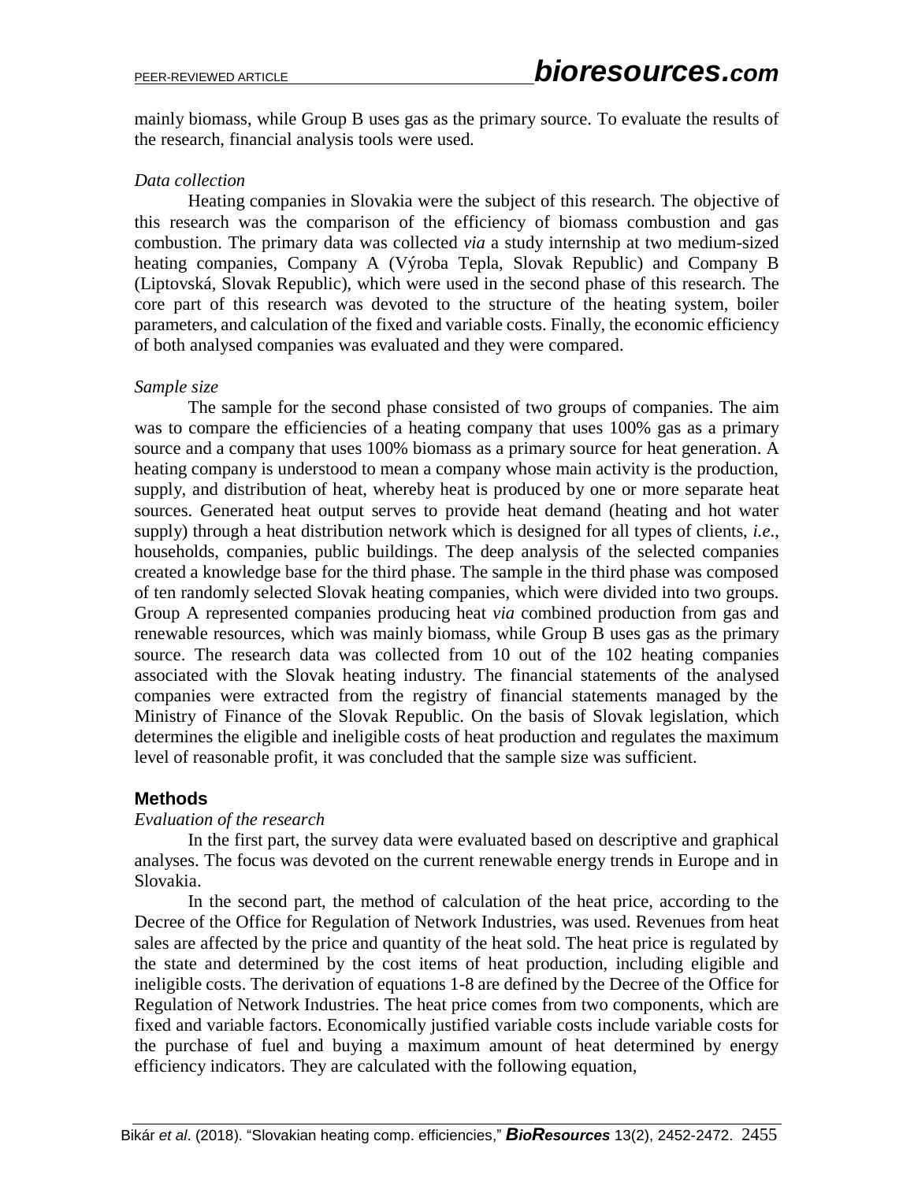mainly biomass, while Group B uses gas as the primary source. To evaluate the results of the research, financial analysis tools were used.

*Data collection*

Heating companies in Slovakia were the subject of this research. The objective of this research was the comparison of the efficiency of biomass combustion and gas combustion. The primary data was collected *via* a study internship at two medium-sized heating companies, Company A (Výroba Tepla, Slovak Republic) and Company B (Liptovská, Slovak Republic), which were used in the second phase of this research. The core part of this research was devoted to the structure of the heating system, boiler parameters, and calculation of the fixed and variable costs. Finally, the economic efficiency of both analysed companies was evaluated and they were compared.

*Sample size*

The sample for the second phase consisted of two groups of companies. The aim was to compare the efficiencies of a heating company that uses 100% gas as a primary source and a company that uses 100% biomass as a primary source for heat generation. A heating company is understood to mean a company whose main activity is the production, supply, and distribution of heat, whereby heat is produced by one or more separate heat sources. Generated heat output serves to provide heat demand (heating and hot water supply) through a heat distribution network which is designed for all types of clients, *i.e.*, households, companies, public buildings. The deep analysis of the selected companies created a knowledge base for the third phase. The sample in the third phase was composed of ten randomly selected Slovak heating companies, which were divided into two groups. Group A represented companies producing heat *via* combined production from gas and renewable resources, which was mainly biomass, while Group B uses gas as the primary source. The research data was collected from 10 out of the 102 heating companies associated with the Slovak heating industry. The financial statements of the analysed companies were extracted from the registry of financial statements managed by the Ministry of Finance of the Slovak Republic. On the basis of Slovak legislation, which determines the eligible and ineligible costs of heat production and regulates the maximum level of reasonable profit, it was concluded that the sample size was sufficient.

## Methods

*Evaluation of the research*

In the first part, the survey data were evaluated based on descriptive and graphical analyses. The focus was devoted on the current renewable energy trends in Europe and in Slovakia.

In the second part, the method of calculation of the heat price, according to the Decree of the Office for Regulation of Network Industries, was used. Revenues from heat sales are affected by the price and quantity of the heat sold. The heat price is regulated by the state and determined by the cost items of heat production, including eligible and ineligible costs. The derivation of equations 1-8 are defined by the Decree of the Office for Regulation of Network Industries. The heat price comes from two components, which are fixed and variable factors. Economically justified variable costs include variable costs for the purchase of fuel and buying a maximum amount of heat determined by energy efficiency indicators. They are calculated with the following equation,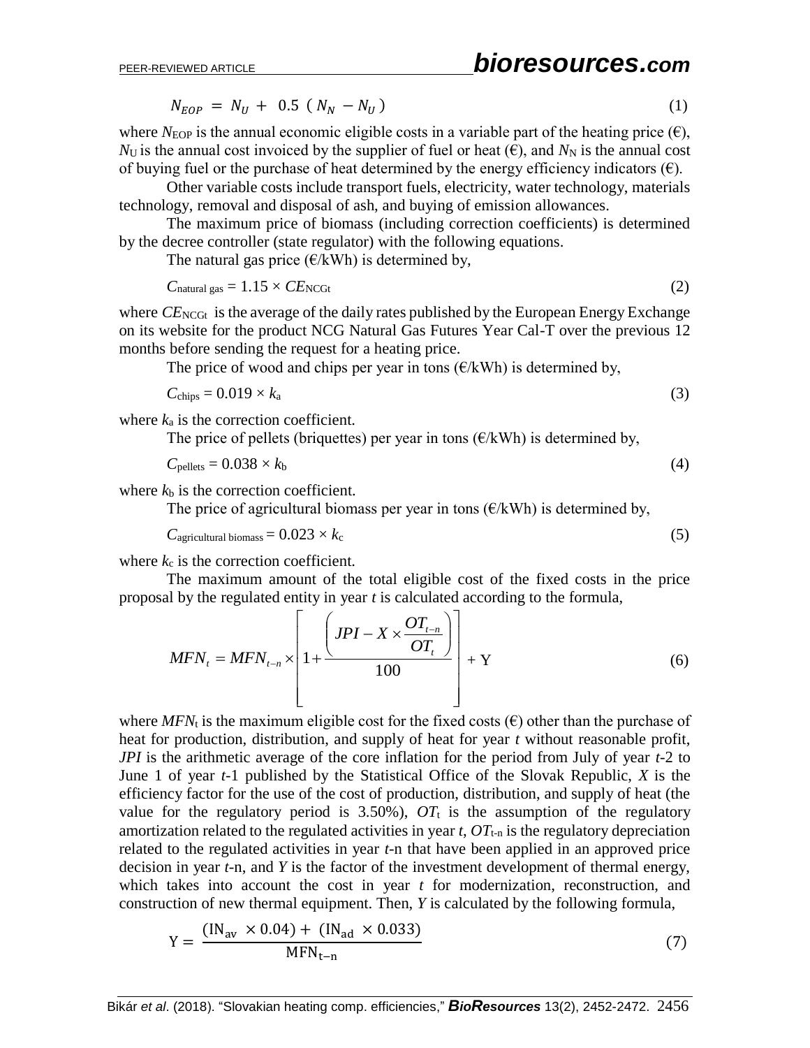$$N_{EOP} = N_U + 0.5 \; ( N_N - N_U ) \tag{1}$$

where $N_{EOP}$ is the annual economic eligible costs in a variable part of the heating price (€), $N_U$ is the annual cost invoiced by the supplier of fuel or heat (€), and $N_N$ is the annual cost of buying fuel or the purchase of heat determined by the energy efficiency indicators (€).

Other variable costs include transport fuels, electricity, water technology, materials technology, removal and disposal of ash, and buying of emission allowances.

The maximum price of biomass (including correction coefficients) is determined by the decree controller (state regulator) with the following equations.

The natural gas price (€/kWh) is determined by,

$$C_{\text{natural gas}} = 1.15 \times CE_{\text{NCGt}} \tag{2}$$

where $CE_{\text{NCGt}}$ is the average of the daily rates published by the European Energy Exchange on its website for the product NCG Natural Gas Futures Year Cal-T over the previous 12 months before sending the request for a heating price.

The price of wood and chips per year in tons (€/kWh) is determined by,

$$C_{\text{chips}} = 0.019 \times k_{\text{a}} \tag{3}$$

where $k_a$ is the correction coefficient.

The price of pellets (briquettes) per year in tons (€/kWh) is determined by,

$$C_{\text{pellets}} = 0.038 \times k_{\text{b}} \tag{4}$$

where $k_b$ is the correction coefficient.

The price of agricultural biomass per year in tons (€/kWh) is determined by,

$$C_{\text{agricultural biomass}} = 0.023 \times k_{\text{c}} \tag{5}$$

where $k_c$ is the correction coefficient.

The maximum amount of the total eligible cost of the fixed costs in the price proposal by the regulated entity in year $t$ is calculated according to the formula,

$$MFN_t = MFN_{t-n} \times \left[ 1 + \frac{\left( JPI - X \times \dfrac{OT_{t-n}}{OT_t} \right)}{100} \right] + \text{Y} \tag{6}$$

where $MFN_t$ is the maximum eligible cost for the fixed costs (€) other than the purchase of heat for production, distribution, and supply of heat for year $t$ without reasonable profit, $JPI$ is the arithmetic average of the core inflation for the period from July of year $t$-2 to June 1 of year $t$-1 published by the Statistical Office of the Slovak Republic, $X$ is the efficiency factor for the use of the cost of production, distribution, and supply of heat (the value for the regulatory period is 3.50%), $OT_t$ is the assumption of the regulatory amortization related to the regulated activities in year $t$, $OT_{t-n}$ is the regulatory depreciation related to the regulated activities in year $t$-n that have been applied in an approved price decision in year $t$-n, and $Y$ is the factor of the investment development of thermal energy, which takes into account the cost in year $t$ for modernization, reconstruction, and construction of new thermal equipment. Then, $Y$ is calculated by the following formula,

$$\text{Y} = \frac{(\text{IN}_{\text{av}} \times 0.04) + (\text{IN}_{\text{ad}} \times 0.033)}{\text{MFN}_{\text{t-n}}} \tag{7}$$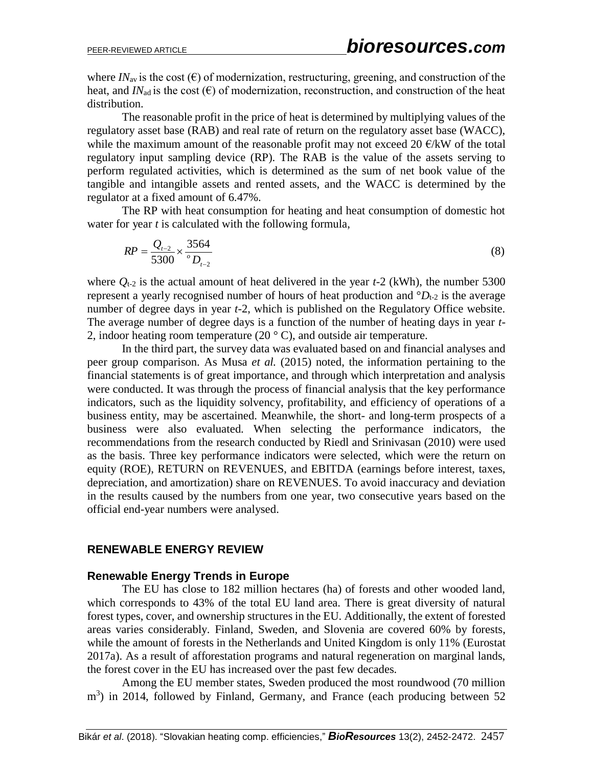where $IN_{av}$ is the cost (€) of modernization, restructuring, greening, and construction of the heat, and $IN_{ad}$ is the cost (€) of modernization, reconstruction, and construction of the heat distribution.

The reasonable profit in the price of heat is determined by multiplying values of the regulatory asset base (RAB) and real rate of return on the regulatory asset base (WACC), while the maximum amount of the reasonable profit may not exceed 20 €/kW of the total regulatory input sampling device (RP). The RAB is the value of the assets serving to perform regulated activities, which is determined as the sum of net book value of the tangible and intangible assets and rented assets, and the WACC is determined by the regulator at a fixed amount of 6.47%.

The RP with heat consumption for heating and heat consumption of domestic hot water for year $t$ is calculated with the following formula,

$$RP = \frac{Q_{t-2}}{5300} \times \frac{3564}{{}^{o}D_{t-2}} \tag{8}$$

where $Q_{t-2}$ is the actual amount of heat delivered in the year $t$-2 (kWh), the number 5300 represent a yearly recognised number of hours of heat production and $°D_{t-2}$ is the average number of degree days in year $t$-2, which is published on the Regulatory Office website. The average number of degree days is a function of the number of heating days in year $t$-2, indoor heating room temperature (20 ° C), and outside air temperature.

In the third part, the survey data was evaluated based on and financial analyses and peer group comparison. As Musa *et al.* (2015) noted, the information pertaining to the financial statements is of great importance, and through which interpretation and analysis were conducted. It was through the process of financial analysis that the key performance indicators, such as the liquidity solvency, profitability, and efficiency of operations of a business entity, may be ascertained. Meanwhile, the short- and long-term prospects of a business were also evaluated. When selecting the performance indicators, the recommendations from the research conducted by Riedl and Srinivasan (2010) were used as the basis. Three key performance indicators were selected, which were the return on equity (ROE), RETURN on REVENUES, and EBITDA (earnings before interest, taxes, depreciation, and amortization) share on REVENUES. To avoid inaccuracy and deviation in the results caused by the numbers from one year, two consecutive years based on the official end-year numbers were analysed.

## RENEWABLE ENERGY REVIEW

### Renewable Energy Trends in Europe

The EU has close to 182 million hectares (ha) of forests and other wooded land, which corresponds to 43% of the total EU land area. There is great diversity of natural forest types, cover, and ownership structures in the EU. Additionally, the extent of forested areas varies considerably. Finland, Sweden, and Slovenia are covered 60% by forests, while the amount of forests in the Netherlands and United Kingdom is only 11% (Eurostat 2017a). As a result of afforestation programs and natural regeneration on marginal lands, the forest cover in the EU has increased over the past few decades.

Among the EU member states, Sweden produced the most roundwood (70 million m$^3$) in 2014, followed by Finland, Germany, and France (each producing between 52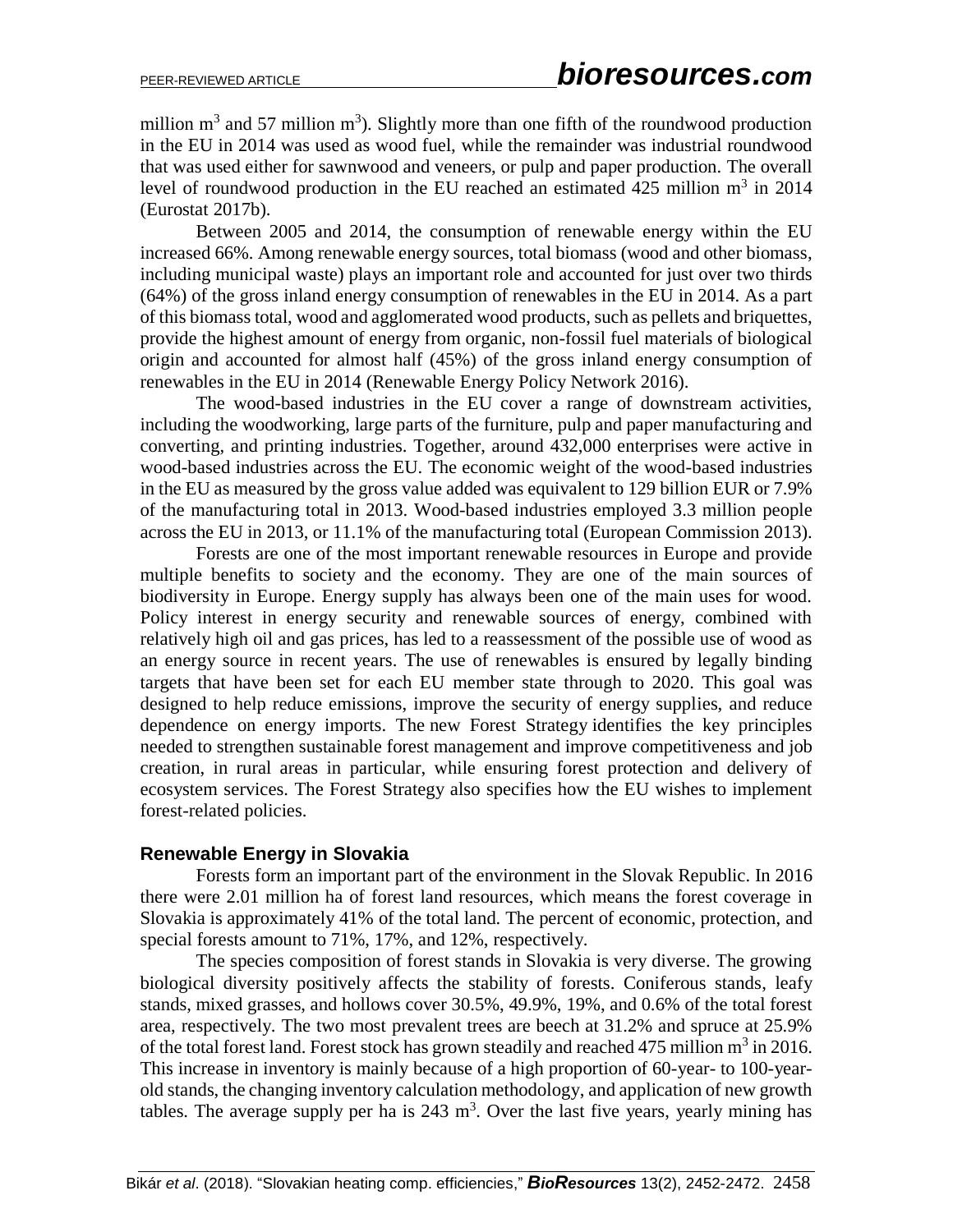million $m^3$ and 57 million $m^3$). Slightly more than one fifth of the roundwood production in the EU in 2014 was used as wood fuel, while the remainder was industrial roundwood that was used either for sawnwood and veneers, or pulp and paper production. The overall level of roundwood production in the EU reached an estimated 425 million $m^3$ in 2014 (Eurostat 2017b).

Between 2005 and 2014, the consumption of renewable energy within the EU increased 66%. Among renewable energy sources, total biomass (wood and other biomass, including municipal waste) plays an important role and accounted for just over two thirds (64%) of the gross inland energy consumption of renewables in the EU in 2014. As a part of this biomass total, wood and agglomerated wood products, such as pellets and briquettes, provide the highest amount of energy from organic, non-fossil fuel materials of biological origin and accounted for almost half (45%) of the gross inland energy consumption of renewables in the EU in 2014 (Renewable Energy Policy Network 2016).

The wood-based industries in the EU cover a range of downstream activities, including the woodworking, large parts of the furniture, pulp and paper manufacturing and converting, and printing industries. Together, around 432,000 enterprises were active in wood-based industries across the EU. The economic weight of the wood-based industries in the EU as measured by the gross value added was equivalent to 129 billion EUR or 7.9% of the manufacturing total in 2013. Wood-based industries employed 3.3 million people across the EU in 2013, or 11.1% of the manufacturing total (European Commission 2013).

Forests are one of the most important renewable resources in Europe and provide multiple benefits to society and the economy. They are one of the main sources of biodiversity in Europe. Energy supply has always been one of the main uses for wood. Policy interest in energy security and renewable sources of energy, combined with relatively high oil and gas prices, has led to a reassessment of the possible use of wood as an energy source in recent years. The use of renewables is ensured by legally binding targets that have been set for each EU member state through to 2020. This goal was designed to help reduce emissions, improve the security of energy supplies, and reduce dependence on energy imports. The new Forest Strategy identifies the key principles needed to strengthen sustainable forest management and improve competitiveness and job creation, in rural areas in particular, while ensuring forest protection and delivery of ecosystem services. The Forest Strategy also specifies how the EU wishes to implement forest-related policies.

## Renewable Energy in Slovakia

Forests form an important part of the environment in the Slovak Republic. In 2016 there were 2.01 million ha of forest land resources, which means the forest coverage in Slovakia is approximately 41% of the total land. The percent of economic, protection, and special forests amount to 71%, 17%, and 12%, respectively.

The species composition of forest stands in Slovakia is very diverse. The growing biological diversity positively affects the stability of forests. Coniferous stands, leafy stands, mixed grasses, and hollows cover 30.5%, 49.9%, 19%, and 0.6% of the total forest area, respectively. The two most prevalent trees are beech at 31.2% and spruce at 25.9% of the total forest land. Forest stock has grown steadily and reached 475 million $m^3$ in 2016. This increase in inventory is mainly because of a high proportion of 60-year- to 100-year-old stands, the changing inventory calculation methodology, and application of new growth tables. The average supply per ha is 243 $m^3$. Over the last five years, yearly mining has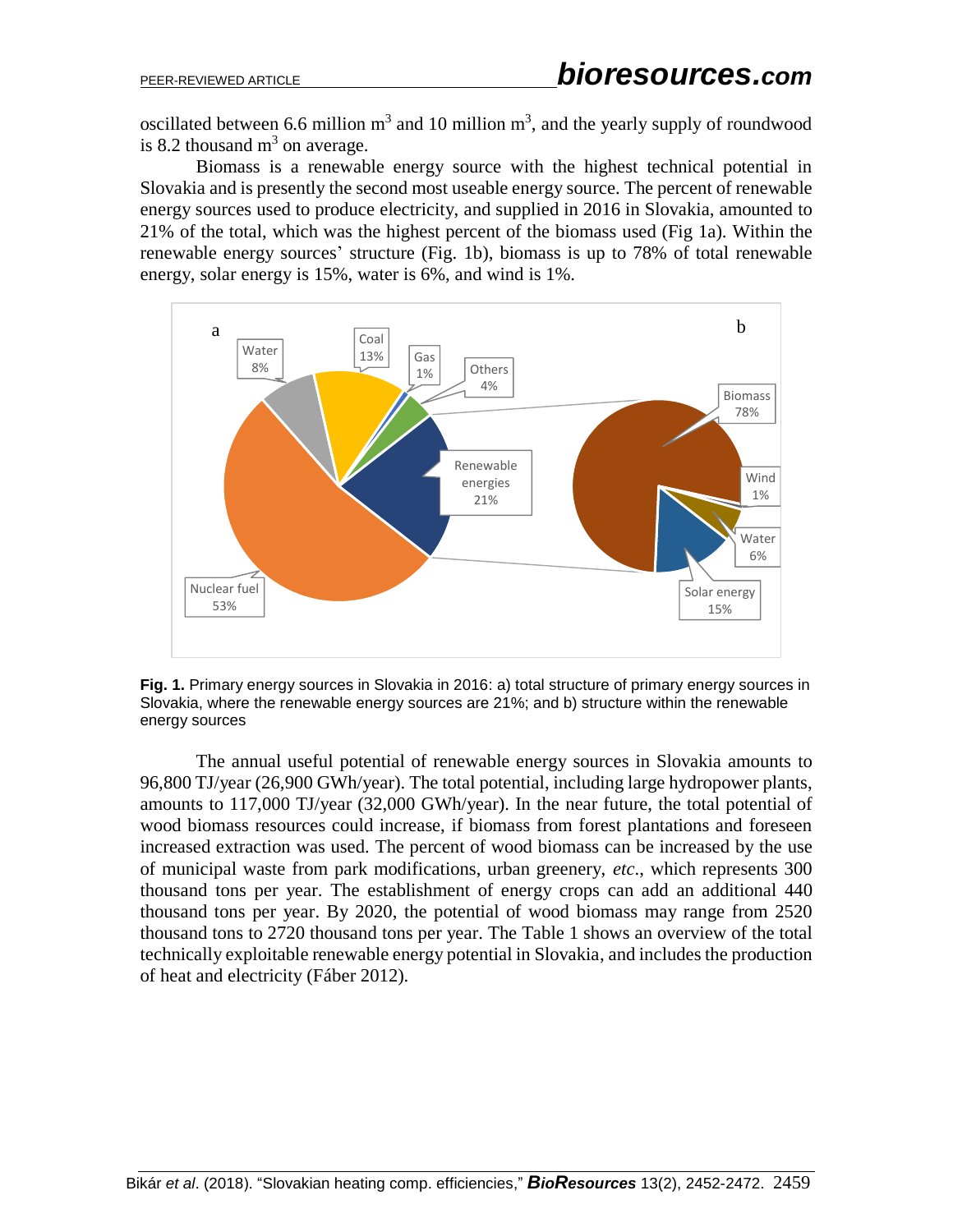oscillated between 6.6 million $m^3$ and 10 million $m^3$, and the yearly supply of roundwood is 8.2 thousand $m^3$ on average.

Biomass is a renewable energy source with the highest technical potential in Slovakia and is presently the second most useable energy source. The percent of renewable energy sources used to produce electricity, and supplied in 2016 in Slovakia, amounted to 21% of the total, which was the highest percent of the biomass used (Fig 1a). Within the renewable energy sources' structure (Fig. 1b), biomass is up to 78% of total renewable energy, solar energy is 15%, water is 6%, and wind is 1%.

**Fig. 1.** Primary energy sources in Slovakia in 2016: a) total structure of primary energy sources in Slovakia, where the renewable energy sources are 21%; and b) structure within the renewable energy sources

The annual useful potential of renewable energy sources in Slovakia amounts to 96,800 TJ/year (26,900 GWh/year). The total potential, including large hydropower plants, amounts to 117,000 TJ/year (32,000 GWh/year). In the near future, the total potential of wood biomass resources could increase, if biomass from forest plantations and foreseen increased extraction was used. The percent of wood biomass can be increased by the use of municipal waste from park modifications, urban greenery, *etc.*, which represents 300 thousand tons per year. The establishment of energy crops can add an additional 440 thousand tons per year. By 2020, the potential of wood biomass may range from 2520 thousand tons to 2720 thousand tons per year. The Table 1 shows an overview of the total technically exploitable renewable energy potential in Slovakia, and includes the production of heat and electricity (Fáber 2012).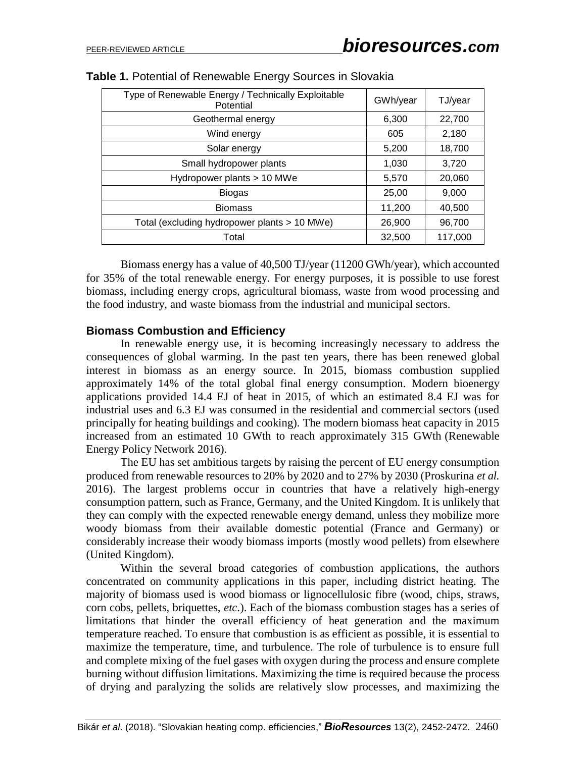**Table 1.** Potential of Renewable Energy Sources in Slovakia

| Type of Renewable Energy / Technically Exploitable Potential | GWh/year | TJ/year |
|---|---|---|
| Geothermal energy | 6,300 | 22,700 |
| Wind energy | 605 | 2,180 |
| Solar energy | 5,200 | 18,700 |
| Small hydropower plants | 1,030 | 3,720 |
| Hydropower plants > 10 MWe | 5,570 | 20,060 |
| Biogas | 25,00 | 9,000 |
| Biomass | 11,200 | 40,500 |
| Total (excluding hydropower plants > 10 MWe) | 26,900 | 96,700 |
| Total | 32,500 | 117,000 |

Biomass energy has a value of 40,500 TJ/year (11200 GWh/year), which accounted for 35% of the total renewable energy. For energy purposes, it is possible to use forest biomass, including energy crops, agricultural biomass, waste from wood processing and the food industry, and waste biomass from the industrial and municipal sectors.

### Biomass Combustion and Efficiency

In renewable energy use, it is becoming increasingly necessary to address the consequences of global warming. In the past ten years, there has been renewed global interest in biomass as an energy source. In 2015, biomass combustion supplied approximately 14% of the total global final energy consumption. Modern bioenergy applications provided 14.4 EJ of heat in 2015, of which an estimated 8.4 EJ was for industrial uses and 6.3 EJ was consumed in the residential and commercial sectors (used principally for heating buildings and cooking). The modern biomass heat capacity in 2015 increased from an estimated 10 GWth to reach approximately 315 GWth (Renewable Energy Policy Network 2016).

The EU has set ambitious targets by raising the percent of EU energy consumption produced from renewable resources to 20% by 2020 and to 27% by 2030 (Proskurina *et al.* 2016). The largest problems occur in countries that have a relatively high-energy consumption pattern, such as France, Germany, and the United Kingdom. It is unlikely that they can comply with the expected renewable energy demand, unless they mobilize more woody biomass from their available domestic potential (France and Germany) or considerably increase their woody biomass imports (mostly wood pellets) from elsewhere (United Kingdom).

Within the several broad categories of combustion applications, the authors concentrated on community applications in this paper, including district heating. The majority of biomass used is wood biomass or lignocellulosic fibre (wood, chips, straws, corn cobs, pellets, briquettes, *etc*.). Each of the biomass combustion stages has a series of limitations that hinder the overall efficiency of heat generation and the maximum temperature reached. To ensure that combustion is as efficient as possible, it is essential to maximize the temperature, time, and turbulence. The role of turbulence is to ensure full and complete mixing of the fuel gases with oxygen during the process and ensure complete burning without diffusion limitations. Maximizing the time is required because the process of drying and paralyzing the solids are relatively slow processes, and maximizing the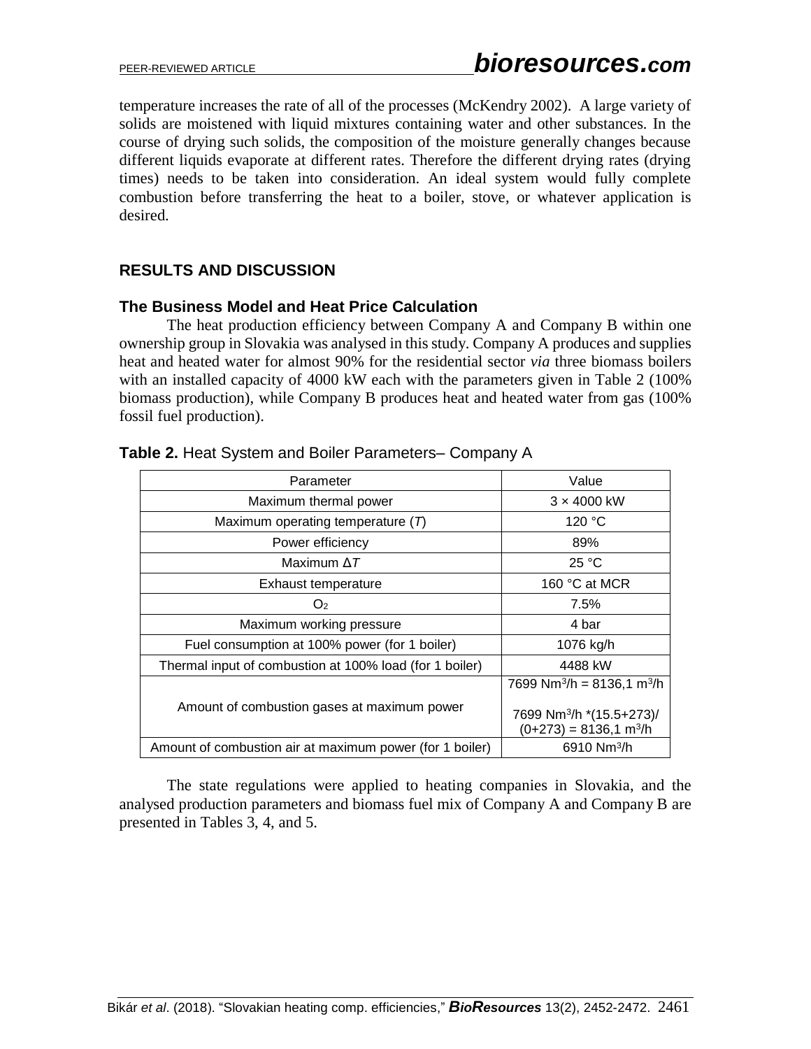temperature increases the rate of all of the processes (McKendry 2002). A large variety of solids are moistened with liquid mixtures containing water and other substances. In the course of drying such solids, the composition of the moisture generally changes because different liquids evaporate at different rates. Therefore the different drying rates (drying times) needs to be taken into consideration. An ideal system would fully complete combustion before transferring the heat to a boiler, stove, or whatever application is desired.

## RESULTS AND DISCUSSION

### The Business Model and Heat Price Calculation

The heat production efficiency between Company A and Company B within one ownership group in Slovakia was analysed in this study. Company A produces and supplies heat and heated water for almost 90% for the residential sector *via* three biomass boilers with an installed capacity of 4000 kW each with the parameters given in Table 2 (100% biomass production), while Company B produces heat and heated water from gas (100% fossil fuel production).

**Table 2.** Heat System and Boiler Parameters– Company A

| Parameter | Value |
|---|---|
| Maximum thermal power | 3 × 4000 kW |
| Maximum operating temperature (*T*) | 120 °C |
| Power efficiency | 89% |
| Maximum Δ*T* | 25 °C |
| Exhaust temperature | 160 °C at MCR |
| $O_2$ | 7.5% |
| Maximum working pressure | 4 bar |
| Fuel consumption at 100% power (for 1 boiler) | 1076 kg/h |
| Thermal input of combustion at 100% load (for 1 boiler) | 4488 kW |
| Amount of combustion gases at maximum power | 7699 Nm$^3$/h = 8136,1 m$^3$/h<br><br>7699 Nm$^3$/h *(15.5+273)/ (0+273) = 8136,1 m$^3$/h |
| Amount of combustion air at maximum power (for 1 boiler) | 6910 Nm$^3$/h |

The state regulations were applied to heating companies in Slovakia, and the analysed production parameters and biomass fuel mix of Company A and Company B are presented in Tables 3, 4, and 5.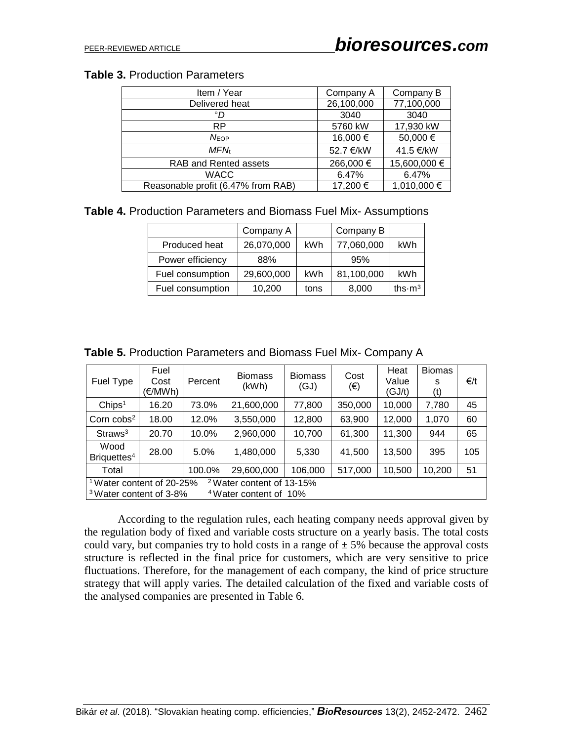**Table 3.** Production Parameters

| Item / Year | Company A | Company B |
|---|---|---|
| Delivered heat | 26,100,000 | 77,100,000 |
| °$D$ | 3040 | 3040 |
| RP | 5760 kW | 17,930 kW |
| $N_{EOP}$ | 16,000 € | 50,000 € |
| $MFN_t$ | 52.7 €/kW | 41.5 €/kW |
| RAB and Rented assets | 266,000 € | 15,600,000 € |
| WACC | 6.47% | 6.47% |
| Reasonable profit (6.47% from RAB) | 17,200 € | 1,010,000 € |

**Table 4.** Production Parameters and Biomass Fuel Mix- Assumptions

| | Company A | | Company B | |
|---|---|---|---|---|
| Produced heat | 26,070,000 | kWh | 77,060,000 | kWh |
| Power efficiency | 88% | | 95% | |
| Fuel consumption | 29,600,000 | kWh | 81,100,000 | kWh |
| Fuel consumption | 10,200 | tons | 8,000 | ths·m$^3$ |

**Table 5.** Production Parameters and Biomass Fuel Mix- Company A

| Fuel Type | Fuel Cost (€/MWh) | Percent | Biomass (kWh) | Biomass (GJ) | Cost (€) | Heat Value (GJ/t) | Biomass (t) | €/t |
|---|---|---|---|---|---|---|---|---|
| Chips[1] | 16.20 | 73.0% | 21,600,000 | 77,800 | 350,000 | 10,000 | 7,780 | 45 |
| Corn cobs[2] | 18.00 | 12.0% | 3,550,000 | 12,800 | 63,900 | 12,000 | 1,070 | 60 |
| Straws[3] | 20.70 | 10.0% | 2,960,000 | 10,700 | 61,300 | 11,300 | 944 | 65 |
| Wood Briquettes[4] | 28.00 | 5.0% | 1,480,000 | 5,330 | 41,500 | 13,500 | 395 | 105 |
| Total | | 100.0% | 29,600,000 | 106,000 | 517,000 | 10,500 | 10,200 | 51 |

[1] Water content of 20-25% [2] Water content of 13-15%
[3] Water content of 3-8% [4] Water content of 10%

According to the regulation rules, each heating company needs approval given by the regulation body of fixed and variable costs structure on a yearly basis. The total costs could vary, but companies try to hold costs in a range of ± 5% because the approval costs structure is reflected in the final price for customers, which are very sensitive to price fluctuations. Therefore, for the management of each company, the kind of price structure strategy that will apply varies. The detailed calculation of the fixed and variable costs of the analysed companies are presented in Table 6.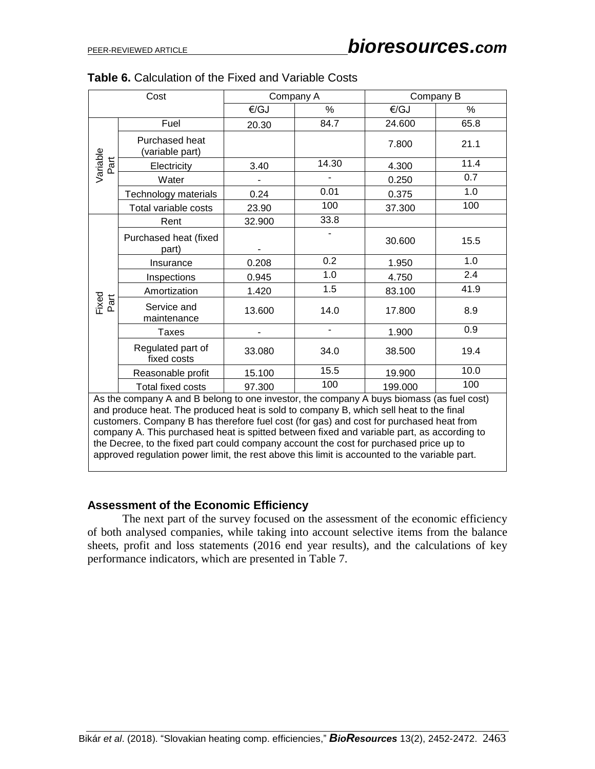**Table 6.** Calculation of the Fixed and Variable Costs

| Cost | | Company A | | Company B | |
|---|---|---|---|---|---|
| | | €/GJ | % | €/GJ | % |
| Variable Part | Fuel | 20.30 | 84.7 | 24.600 | 65.8 |
| | Purchased heat (variable part) | | | 7.800 | 21.1 |
| | Electricity | 3.40 | 14.30 | 4.300 | 11.4 |
| | Water | - | - | 0.250 | 0.7 |
| | Technology materials | 0.24 | 0.01 | 0.375 | 1.0 |
| | Total variable costs | 23.90 | 100 | 37.300 | 100 |
| Fixed Part | Rent | 32.900 | 33.8 | | |
| | Purchased heat (fixed part) | - | - | 30.600 | 15.5 |
| | Insurance | 0.208 | 0.2 | 1.950 | 1.0 |
| | Inspections | 0.945 | 1.0 | 4.750 | 2.4 |
| | Amortization | 1.420 | 1.5 | 83.100 | 41.9 |
| | Service and maintenance | 13.600 | 14.0 | 17.800 | 8.9 |
| | Taxes | - | - | 1.900 | 0.9 |
| | Regulated part of fixed costs | 33.080 | 34.0 | 38.500 | 19.4 |
| | Reasonable profit | 15.100 | 15.5 | 19.900 | 10.0 |
| | Total fixed costs | 97.300 | 100 | 199.000 | 100 |

As the company A and B belong to one investor, the company A buys biomass (as fuel cost) and produce heat. The produced heat is sold to company B, which sell heat to the final customers. Company B has therefore fuel cost (for gas) and cost for purchased heat from company A. This purchased heat is spitted between fixed and variable part, as according to the Decree, to the fixed part could company account the cost for purchased price up to approved regulation power limit, the rest above this limit is accounted to the variable part.

## Assessment of the Economic Efficiency

The next part of the survey focused on the assessment of the economic efficiency of both analysed companies, while taking into account selective items from the balance sheets, profit and loss statements (2016 end year results), and the calculations of key performance indicators, which are presented in Table 7.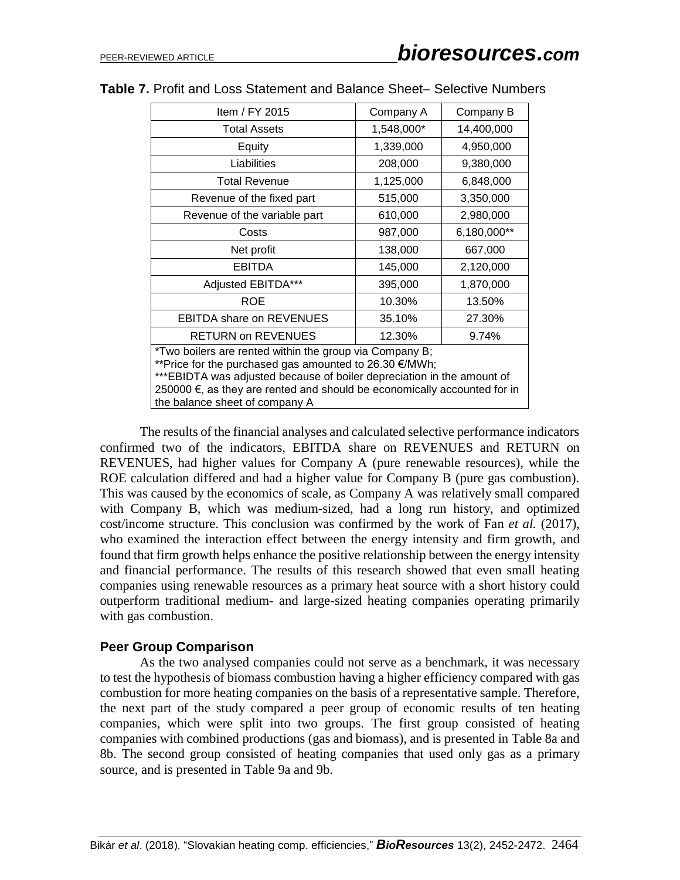**Table 7.** Profit and Loss Statement and Balance Sheet– Selective Numbers

| Item / FY 2015 | Company A | Company B |
|---|---|---|
| Total Assets | 1,548,000* | 14,400,000 |
| Equity | 1,339,000 | 4,950,000 |
| Liabilities | 208,000 | 9,380,000 |
| Total Revenue | 1,125,000 | 6,848,000 |
| Revenue of the fixed part | 515,000 | 3,350,000 |
| Revenue of the variable part | 610,000 | 2,980,000 |
| Costs | 987,000 | 6,180,000** |
| Net profit | 138,000 | 667,000 |
| EBITDA | 145,000 | 2,120,000 |
| Adjusted EBITDA*** | 395,000 | 1,870,000 |
| ROE | 10.30% | 13.50% |
| EBITDA share on REVENUES | 35.10% | 27.30% |
| RETURN on REVENUES | 12.30% | 9.74% |

*Two boilers are rented within the group via Company B;
**Price for the purchased gas amounted to 26.30 €/MWh;
***EBIDTA was adjusted because of boiler depreciation in the amount of 250000 €, as they are rented and should be economically accounted for in the balance sheet of company A

The results of the financial analyses and calculated selective performance indicators confirmed two of the indicators, EBITDA share on REVENUES and RETURN on REVENUES, had higher values for Company A (pure renewable resources), while the ROE calculation differed and had a higher value for Company B (pure gas combustion). This was caused by the economics of scale, as Company A was relatively small compared with Company B, which was medium-sized, had a long run history, and optimized cost/income structure. This conclusion was confirmed by the work of Fan *et al.* (2017), who examined the interaction effect between the energy intensity and firm growth, and found that firm growth helps enhance the positive relationship between the energy intensity and financial performance. The results of this research showed that even small heating companies using renewable resources as a primary heat source with a short history could outperform traditional medium- and large-sized heating companies operating primarily with gas combustion.

### Peer Group Comparison

As the two analysed companies could not serve as a benchmark, it was necessary to test the hypothesis of biomass combustion having a higher efficiency compared with gas combustion for more heating companies on the basis of a representative sample. Therefore, the next part of the study compared a peer group of economic results of ten heating companies, which were split into two groups. The first group consisted of heating companies with combined productions (gas and biomass), and is presented in Table 8a and 8b. The second group consisted of heating companies that used only gas as a primary source, and is presented in Table 9a and 9b.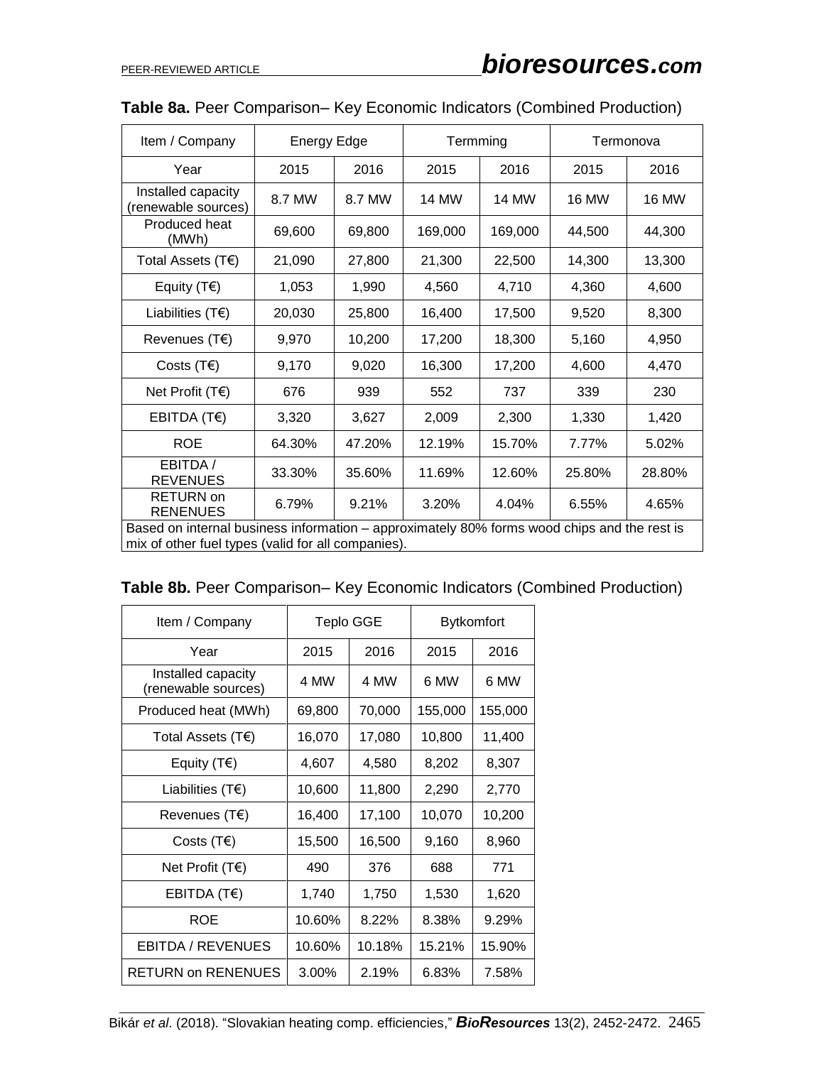**Table 8a.** Peer Comparison– Key Economic Indicators (Combined Production)

| Item / Company | Energy Edge | | Termming | | Termonova | |
|---|---|---|---|---|---|---|
| Year | 2015 | 2016 | 2015 | 2016 | 2015 | 2016 |
| Installed capacity (renewable sources) | 8.7 MW | 8.7 MW | 14 MW | 14 MW | 16 MW | 16 MW |
| Produced heat (MWh) | 69,600 | 69,800 | 169,000 | 169,000 | 44,500 | 44,300 |
| Total Assets (T€) | 21,090 | 27,800 | 21,300 | 22,500 | 14,300 | 13,300 |
| Equity (T€) | 1,053 | 1,990 | 4,560 | 4,710 | 4,360 | 4,600 |
| Liabilities (T€) | 20,030 | 25,800 | 16,400 | 17,500 | 9,520 | 8,300 |
| Revenues (T€) | 9,970 | 10,200 | 17,200 | 18,300 | 5,160 | 4,950 |
| Costs (T€) | 9,170 | 9,020 | 16,300 | 17,200 | 4,600 | 4,470 |
| Net Profit (T€) | 676 | 939 | 552 | 737 | 339 | 230 |
| EBITDA (T€) | 3,320 | 3,627 | 2,009 | 2,300 | 1,330 | 1,420 |
| ROE | 64.30% | 47.20% | 12.19% | 15.70% | 7.77% | 5.02% |
| EBITDA / REVENUES | 33.30% | 35.60% | 11.69% | 12.60% | 25.80% | 28.80% |
| RETURN on RENENUES | 6.79% | 9.21% | 3.20% | 4.04% | 6.55% | 4.65% |

Based on internal business information – approximately 80% forms wood chips and the rest is mix of other fuel types (valid for all companies).

**Table 8b.** Peer Comparison– Key Economic Indicators (Combined Production)

| Item / Company | Teplo GGE | | Bytkomfort | |
|---|---|---|---|---|
| Year | 2015 | 2016 | 2015 | 2016 |
| Installed capacity (renewable sources) | 4 MW | 4 MW | 6 MW | 6 MW |
| Produced heat (MWh) | 69,800 | 70,000 | 155,000 | 155,000 |
| Total Assets (T€) | 16,070 | 17,080 | 10,800 | 11,400 |
| Equity (T€) | 4,607 | 4,580 | 8,202 | 8,307 |
| Liabilities (T€) | 10,600 | 11,800 | 2,290 | 2,770 |
| Revenues (T€) | 16,400 | 17,100 | 10,070 | 10,200 |
| Costs (T€) | 15,500 | 16,500 | 9,160 | 8,960 |
| Net Profit (T€) | 490 | 376 | 688 | 771 |
| EBITDA (T€) | 1,740 | 1,750 | 1,530 | 1,620 |
| ROE | 10.60% | 8.22% | 8.38% | 9.29% |
| EBITDA / REVENUES | 10.60% | 10.18% | 15.21% | 15.90% |
| RETURN on RENENUES | 3.00% | 2.19% | 6.83% | 7.58% |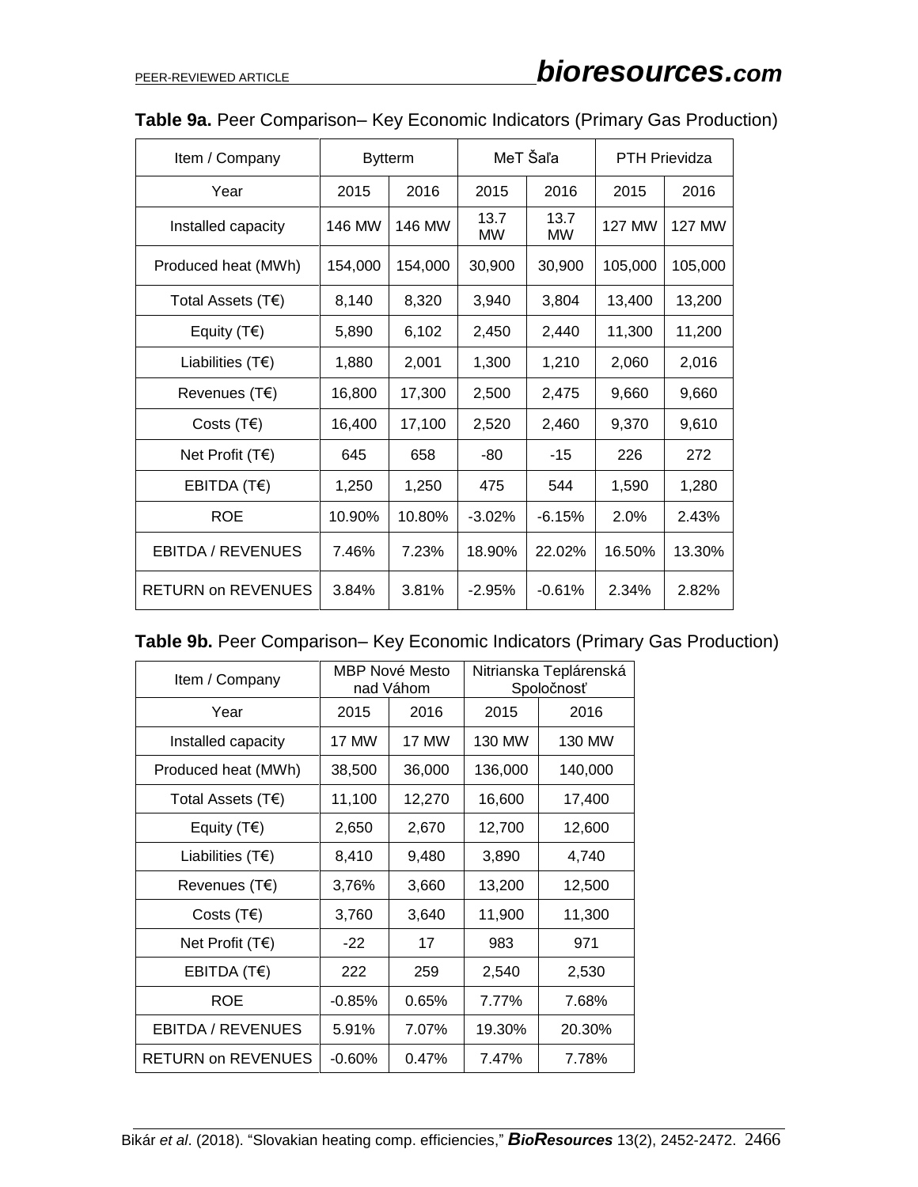**Table 9a.** Peer Comparison– Key Economic Indicators (Primary Gas Production)

| Item / Company | Bytterm | | MeT Šaľa | | PTH Prievidza | |
|---|---|---|---|---|---|---|
| Year | 2015 | 2016 | 2015 | 2016 | 2015 | 2016 |
| Installed capacity | 146 MW | 146 MW | 13.7 MW | 13.7 MW | 127 MW | 127 MW |
| Produced heat (MWh) | 154,000 | 154,000 | 30,900 | 30,900 | 105,000 | 105,000 |
| Total Assets (T€) | 8,140 | 8,320 | 3,940 | 3,804 | 13,400 | 13,200 |
| Equity (T€) | 5,890 | 6,102 | 2,450 | 2,440 | 11,300 | 11,200 |
| Liabilities (T€) | 1,880 | 2,001 | 1,300 | 1,210 | 2,060 | 2,016 |
| Revenues (T€) | 16,800 | 17,300 | 2,500 | 2,475 | 9,660 | 9,660 |
| Costs (T€) | 16,400 | 17,100 | 2,520 | 2,460 | 9,370 | 9,610 |
| Net Profit (T€) | 645 | 658 | -80 | -15 | 226 | 272 |
| EBITDA (T€) | 1,250 | 1,250 | 475 | 544 | 1,590 | 1,280 |
| ROE | 10.90% | 10.80% | -3.02% | -6.15% | 2.0% | 2.43% |
| EBITDA / REVENUES | 7.46% | 7.23% | 18.90% | 22.02% | 16.50% | 13.30% |
| RETURN on REVENUES | 3.84% | 3.81% | -2.95% | -0.61% | 2.34% | 2.82% |

**Table 9b.** Peer Comparison– Key Economic Indicators (Primary Gas Production)

| Item / Company | MBP Nové Mesto nad Váhom | | Nitrianska Teplárenská Spoločnosť | |
|---|---|---|---|---|
| Year | 2015 | 2016 | 2015 | 2016 |
| Installed capacity | 17 MW | 17 MW | 130 MW | 130 MW |
| Produced heat (MWh) | 38,500 | 36,000 | 136,000 | 140,000 |
| Total Assets (T€) | 11,100 | 12,270 | 16,600 | 17,400 |
| Equity (T€) | 2,650 | 2,670 | 12,700 | 12,600 |
| Liabilities (T€) | 8,410 | 9,480 | 3,890 | 4,740 |
| Revenues (T€) | 3,76% | 3,660 | 13,200 | 12,500 |
| Costs (T€) | 3,760 | 3,640 | 11,900 | 11,300 |
| Net Profit (T€) | -22 | 17 | 983 | 971 |
| EBITDA (T€) | 222 | 259 | 2,540 | 2,530 |
| ROE | -0.85% | 0.65% | 7.77% | 7.68% |
| EBITDA / REVENUES | 5.91% | 7.07% | 19.30% | 20.30% |
| RETURN on REVENUES | -0.60% | 0.47% | 7.47% | 7.78% |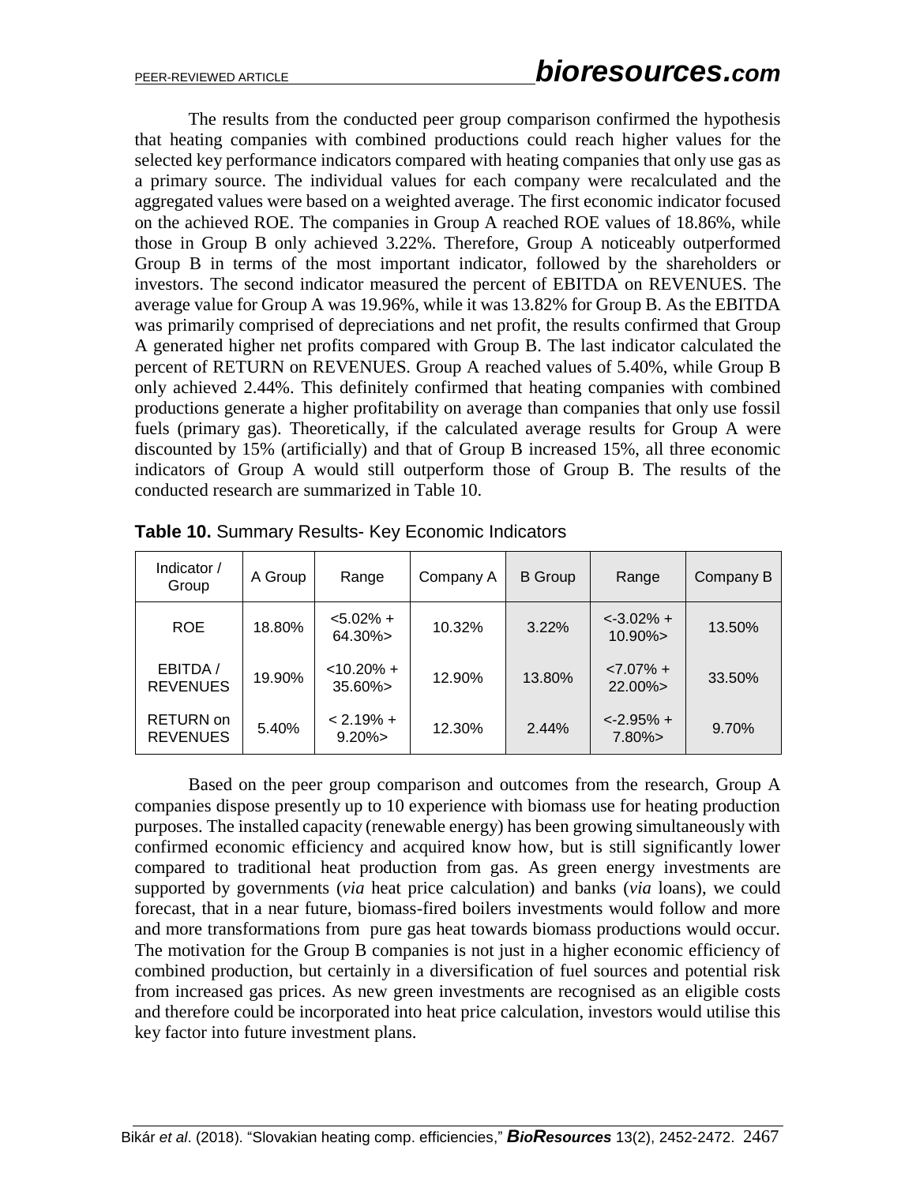The results from the conducted peer group comparison confirmed the hypothesis that heating companies with combined productions could reach higher values for the selected key performance indicators compared with heating companies that only use gas as a primary source. The individual values for each company were recalculated and the aggregated values were based on a weighted average. The first economic indicator focused on the achieved ROE. The companies in Group A reached ROE values of 18.86%, while those in Group B only achieved 3.22%. Therefore, Group A noticeably outperformed Group B in terms of the most important indicator, followed by the shareholders or investors. The second indicator measured the percent of EBITDA on REVENUES. The average value for Group A was 19.96%, while it was 13.82% for Group B. As the EBITDA was primarily comprised of depreciations and net profit, the results confirmed that Group A generated higher net profits compared with Group B. The last indicator calculated the percent of RETURN on REVENUES. Group A reached values of 5.40%, while Group B only achieved 2.44%. This definitely confirmed that heating companies with combined productions generate a higher profitability on average than companies that only use fossil fuels (primary gas). Theoretically, if the calculated average results for Group A were discounted by 15% (artificially) and that of Group B increased 15%, all three economic indicators of Group A would still outperform those of Group B. The results of the conducted research are summarized in Table 10.

**Table 10.** Summary Results- Key Economic Indicators

| Indicator / Group | A Group | Range | Company A | B Group | Range | Company B |
|---|---|---|---|---|---|---|
| ROE | 18.80% | <5.02% + 64.30%> | 10.32% | 3.22% | <-3.02% + 10.90%> | 13.50% |
| EBITDA / REVENUES | 19.90% | <10.20% + 35.60%> | 12.90% | 13.80% | <7.07% + 22.00%> | 33.50% |
| RETURN on REVENUES | 5.40% | < 2.19% + 9.20%> | 12.30% | 2.44% | <-2.95% + 7.80%> | 9.70% |

Based on the peer group comparison and outcomes from the research, Group A companies dispose presently up to 10 experience with biomass use for heating production purposes. The installed capacity (renewable energy) has been growing simultaneously with confirmed economic efficiency and acquired know how, but is still significantly lower compared to traditional heat production from gas. As green energy investments are supported by governments (*via* heat price calculation) and banks (*via* loans), we could forecast, that in a near future, biomass-fired boilers investments would follow and more and more transformations from pure gas heat towards biomass productions would occur. The motivation for the Group B companies is not just in a higher economic efficiency of combined production, but certainly in a diversification of fuel sources and potential risk from increased gas prices. As new green investments are recognised as an eligible costs and therefore could be incorporated into heat price calculation, investors would utilise this key factor into future investment plans.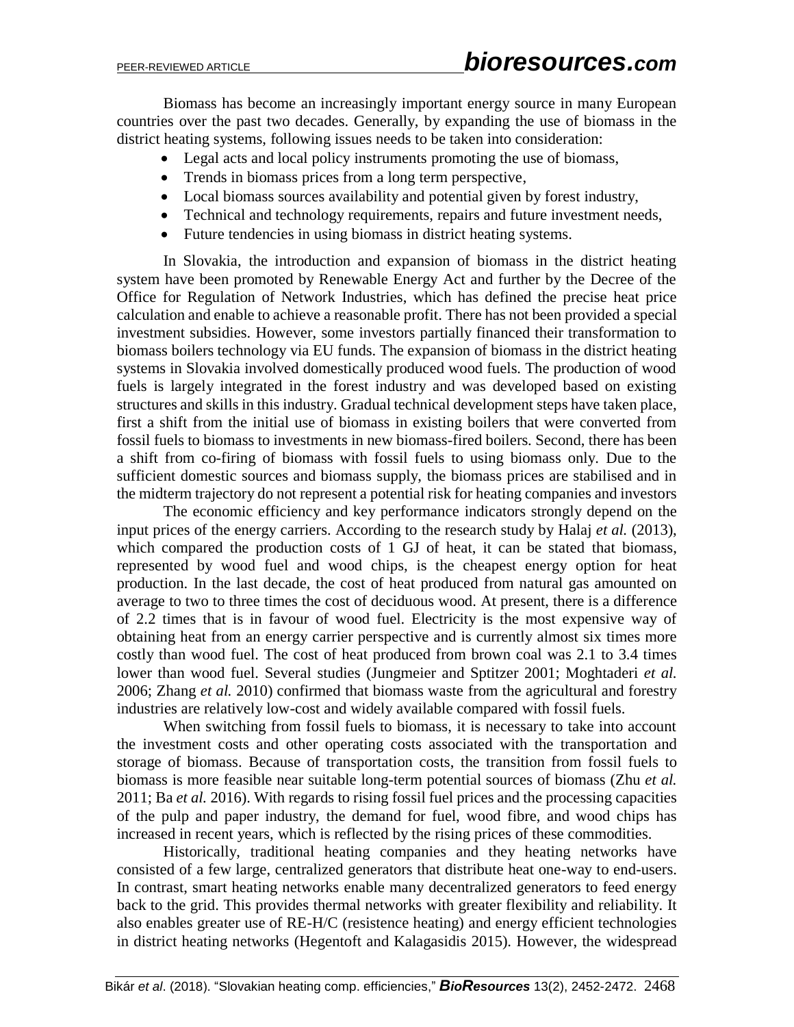Biomass has become an increasingly important energy source in many European countries over the past two decades. Generally, by expanding the use of biomass in the district heating systems, following issues needs to be taken into consideration:

- Legal acts and local policy instruments promoting the use of biomass,
- Trends in biomass prices from a long term perspective,
- Local biomass sources availability and potential given by forest industry,
- Technical and technology requirements, repairs and future investment needs,
- Future tendencies in using biomass in district heating systems.

In Slovakia, the introduction and expansion of biomass in the district heating system have been promoted by Renewable Energy Act and further by the Decree of the Office for Regulation of Network Industries, which has defined the precise heat price calculation and enable to achieve a reasonable profit. There has not been provided a special investment subsidies. However, some investors partially financed their transformation to biomass boilers technology via EU funds. The expansion of biomass in the district heating systems in Slovakia involved domestically produced wood fuels. The production of wood fuels is largely integrated in the forest industry and was developed based on existing structures and skills in this industry. Gradual technical development steps have taken place, first a shift from the initial use of biomass in existing boilers that were converted from fossil fuels to biomass to investments in new biomass-fired boilers. Second, there has been a shift from co-firing of biomass with fossil fuels to using biomass only. Due to the sufficient domestic sources and biomass supply, the biomass prices are stabilised and in the midterm trajectory do not represent a potential risk for heating companies and investors

The economic efficiency and key performance indicators strongly depend on the input prices of the energy carriers. According to the research study by Halaj *et al.* (2013), which compared the production costs of 1 GJ of heat, it can be stated that biomass, represented by wood fuel and wood chips, is the cheapest energy option for heat production. In the last decade, the cost of heat produced from natural gas amounted on average to two to three times the cost of deciduous wood. At present, there is a difference of 2.2 times that is in favour of wood fuel. Electricity is the most expensive way of obtaining heat from an energy carrier perspective and is currently almost six times more costly than wood fuel. The cost of heat produced from brown coal was 2.1 to 3.4 times lower than wood fuel. Several studies (Jungmeier and Sptitzer 2001; Moghtaderi *et al.* 2006; Zhang *et al.* 2010) confirmed that biomass waste from the agricultural and forestry industries are relatively low-cost and widely available compared with fossil fuels.

When switching from fossil fuels to biomass, it is necessary to take into account the investment costs and other operating costs associated with the transportation and storage of biomass. Because of transportation costs, the transition from fossil fuels to biomass is more feasible near suitable long-term potential sources of biomass (Zhu *et al.* 2011; Ba *et al.* 2016). With regards to rising fossil fuel prices and the processing capacities of the pulp and paper industry, the demand for fuel, wood fibre, and wood chips has increased in recent years, which is reflected by the rising prices of these commodities.

Historically, traditional heating companies and they heating networks have consisted of a few large, centralized generators that distribute heat one-way to end-users. In contrast, smart heating networks enable many decentralized generators to feed energy back to the grid. This provides thermal networks with greater flexibility and reliability. It also enables greater use of RE-H/C (resistence heating) and energy efficient technologies in district heating networks (Hegentoft and Kalagasidis 2015). However, the widespread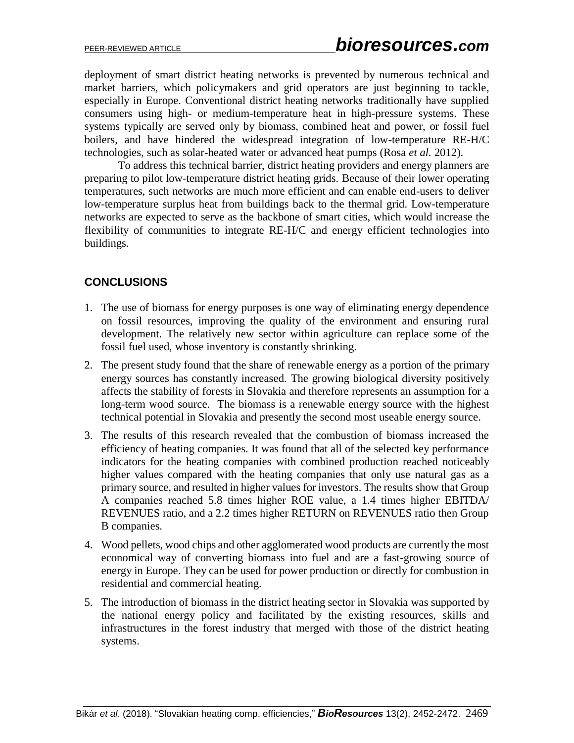deployment of smart district heating networks is prevented by numerous technical and market barriers, which policymakers and grid operators are just beginning to tackle, especially in Europe. Conventional district heating networks traditionally have supplied consumers using high- or medium-temperature heat in high-pressure systems. These systems typically are served only by biomass, combined heat and power, or fossil fuel boilers, and have hindered the widespread integration of low-temperature RE-H/C technologies, such as solar-heated water or advanced heat pumps (Rosa *et al.* 2012).

To address this technical barrier, district heating providers and energy planners are preparing to pilot low-temperature district heating grids. Because of their lower operating temperatures, such networks are much more efficient and can enable end-users to deliver low-temperature surplus heat from buildings back to the thermal grid. Low-temperature networks are expected to serve as the backbone of smart cities, which would increase the flexibility of communities to integrate RE-H/C and energy efficient technologies into buildings.

## CONCLUSIONS

1. The use of biomass for energy purposes is one way of eliminating energy dependence on fossil resources, improving the quality of the environment and ensuring rural development. The relatively new sector within agriculture can replace some of the fossil fuel used, whose inventory is constantly shrinking.
2. The present study found that the share of renewable energy as a portion of the primary energy sources has constantly increased. The growing biological diversity positively affects the stability of forests in Slovakia and therefore represents an assumption for a long-term wood source. The biomass is a renewable energy source with the highest technical potential in Slovakia and presently the second most useable energy source.
3. The results of this research revealed that the combustion of biomass increased the efficiency of heating companies. It was found that all of the selected key performance indicators for the heating companies with combined production reached noticeably higher values compared with the heating companies that only use natural gas as a primary source, and resulted in higher values for investors. The results show that Group A companies reached 5.8 times higher ROE value, a 1.4 times higher EBITDA/ REVENUES ratio, and a 2.2 times higher RETURN on REVENUES ratio then Group B companies.
4. Wood pellets, wood chips and other agglomerated wood products are currently the most economical way of converting biomass into fuel and are a fast-growing source of energy in Europe. They can be used for power production or directly for combustion in residential and commercial heating.
5. The introduction of biomass in the district heating sector in Slovakia was supported by the national energy policy and facilitated by the existing resources, skills and infrastructures in the forest industry that merged with those of the district heating systems.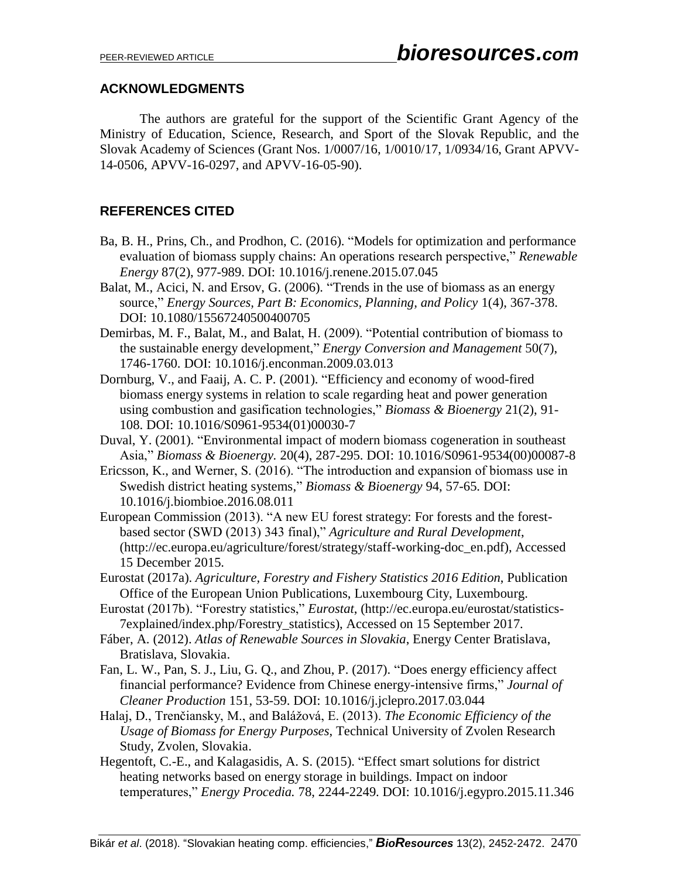## ACKNOWLEDGMENTS

The authors are grateful for the support of the Scientific Grant Agency of the Ministry of Education, Science, Research, and Sport of the Slovak Republic, and the Slovak Academy of Sciences (Grant Nos. 1/0007/16, 1/0010/17, 1/0934/16, Grant APVV-14-0506, APVV-16-0297, and APVV-16-05-90).

## REFERENCES CITED

Ba, B. H., Prins, Ch., and Prodhon, C. (2016). "Models for optimization and performance evaluation of biomass supply chains: An operations research perspective," *Renewable Energy* 87(2), 977-989. DOI: 10.1016/j.renene.2015.07.045

Balat, M., Acici, N. and Ersov, G. (2006). "Trends in the use of biomass as an energy source," *Energy Sources, Part B: Economics, Planning, and Policy* 1(4), 367-378. DOI: 10.1080/15567240500400705

Demirbas, M. F., Balat, M., and Balat, H. (2009). "Potential contribution of biomass to the sustainable energy development," *Energy Conversion and Management* 50(7), 1746-1760. DOI: 10.1016/j.enconman.2009.03.013

Dornburg, V., and Faaij, A. C. P. (2001). "Efficiency and economy of wood-fired biomass energy systems in relation to scale regarding heat and power generation using combustion and gasification technologies," *Biomass & Bioenergy* 21(2), 91-108. DOI: 10.1016/S0961-9534(01)00030-7

Duval, Y. (2001). "Environmental impact of modern biomass cogeneration in southeast Asia," *Biomass & Bioenergy.* 20(4), 287-295. DOI: 10.1016/S0961-9534(00)00087-8

Ericsson, K., and Werner, S. (2016). "The introduction and expansion of biomass use in Swedish district heating systems," *Biomass & Bioenergy* 94, 57-65. DOI: 10.1016/j.biombioe.2016.08.011

European Commission (2013). "A new EU forest strategy: For forests and the forest-based sector (SWD (2013) 343 final)," *Agriculture and Rural Development*, (http://ec.europa.eu/agriculture/forest/strategy/staff-working-doc_en.pdf), Accessed 15 December 2015.

Eurostat (2017a). *Agriculture, Forestry and Fishery Statistics 2016 Edition*, Publication Office of the European Union Publications, Luxembourg City, Luxembourg.

Eurostat (2017b). "Forestry statistics," *Eurostat*, (http://ec.europa.eu/eurostat/statistics-7explained/index.php/Forestry_statistics), Accessed on 15 September 2017.

Fáber, A. (2012). *Atlas of Renewable Sources in Slovakia*, Energy Center Bratislava, Bratislava, Slovakia.

Fan, L. W., Pan, S. J., Liu, G. Q., and Zhou, P. (2017). "Does energy efficiency affect financial performance? Evidence from Chinese energy-intensive firms," *Journal of Cleaner Production* 151, 53-59. DOI: 10.1016/j.jclepro.2017.03.044

Halaj, D., Trenčiansky, M., and Balážová, E. (2013). *The Economic Efficiency of the Usage of Biomass for Energy Purposes*, Technical University of Zvolen Research Study, Zvolen, Slovakia.

Hegentoft, C.-E., and Kalagasidis, A. S. (2015). "Effect smart solutions for district heating networks based on energy storage in buildings. Impact on indoor temperatures," *Energy Procedia.* 78, 2244-2249. DOI: 10.1016/j.egypro.2015.11.346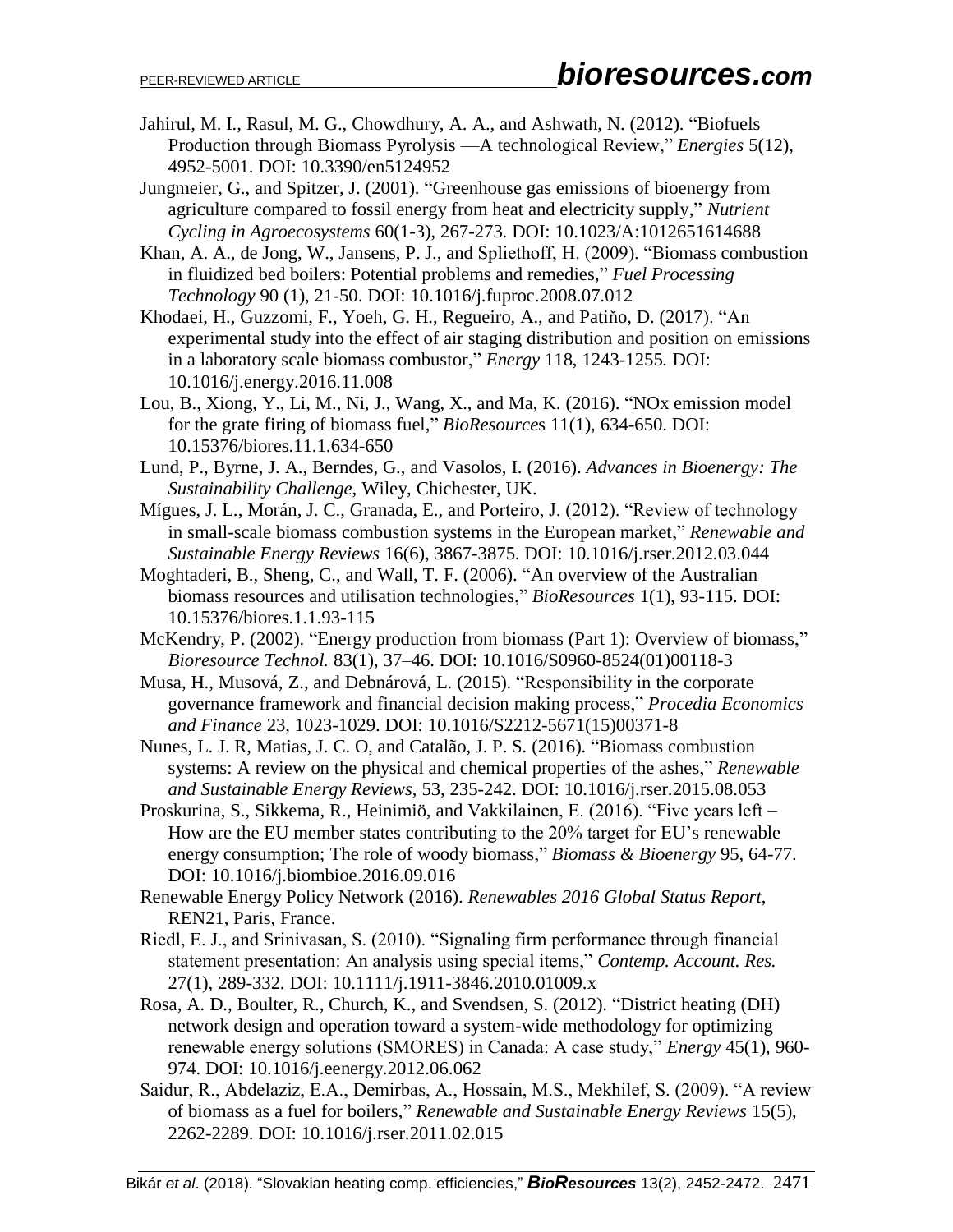Jahirul, M. I., Rasul, M. G., Chowdhury, A. A., and Ashwath, N. (2012). "Biofuels Production through Biomass Pyrolysis —A technological Review," *Energies* 5(12), 4952-5001. DOI: 10.3390/en5124952

Jungmeier, G., and Spitzer, J. (2001). "Greenhouse gas emissions of bioenergy from agriculture compared to fossil energy from heat and electricity supply," *Nutrient Cycling in Agroecosystems* 60(1-3), 267-273. DOI: 10.1023/A:1012651614688

Khan, A. A., de Jong, W., Jansens, P. J., and Spliethoff, H. (2009). "Biomass combustion in fluidized bed boilers: Potential problems and remedies," *Fuel Processing Technology* 90 (1), 21-50. DOI: 10.1016/j.fuproc.2008.07.012

Khodaei, H., Guzzomi, F., Yoeh, G. H., Regueiro, A., and Patiňo, D. (2017). "An experimental study into the effect of air staging distribution and position on emissions in a laboratory scale biomass combustor," *Energy* 118, 1243-1255. DOI: 10.1016/j.energy.2016.11.008

Lou, B., Xiong, Y., Li, M., Ni, J., Wang, X., and Ma, K. (2016). "NOx emission model for the grate firing of biomass fuel," *BioResources* 11(1), 634-650. DOI: 10.15376/biores.11.1.634-650

Lund, P., Byrne, J. A., Berndes, G., and Vasolos, I. (2016). *Advances in Bioenergy: The Sustainability Challenge*, Wiley, Chichester, UK.

Mígues, J. L., Morán, J. C., Granada, E., and Porteiro, J. (2012). "Review of technology in small-scale biomass combustion systems in the European market," *Renewable and Sustainable Energy Reviews* 16(6), 3867-3875. DOI: 10.1016/j.rser.2012.03.044

Moghtaderi, B., Sheng, C., and Wall, T. F. (2006). "An overview of the Australian biomass resources and utilisation technologies," *BioResources* 1(1), 93-115. DOI: 10.15376/biores.1.1.93-115

McKendry, P. (2002). "Energy production from biomass (Part 1): Overview of biomass," *Bioresource Technol.* 83(1), 37–46. DOI: 10.1016/S0960-8524(01)00118-3

Musa, H., Musová, Z., and Debnárová, L. (2015). "Responsibility in the corporate governance framework and financial decision making process," *Procedia Economics and Finance* 23, 1023-1029. DOI: 10.1016/S2212-5671(15)00371-8

Nunes, L. J. R, Matias, J. C. O, and Catalão, J. P. S. (2016). "Biomass combustion systems: A review on the physical and chemical properties of the ashes," *Renewable and Sustainable Energy Reviews*, 53, 235-242. DOI: 10.1016/j.rser.2015.08.053

Proskurina, S., Sikkema, R., Heinimiö, and Vakkilainen, E. (2016). "Five years left – How are the EU member states contributing to the 20% target for EU's renewable energy consumption; The role of woody biomass," *Biomass & Bioenergy* 95, 64-77. DOI: 10.1016/j.biombioe.2016.09.016

Renewable Energy Policy Network (2016). *Renewables 2016 Global Status Report*, REN21, Paris, France.

Riedl, E. J., and Srinivasan, S. (2010). "Signaling firm performance through financial statement presentation: An analysis using special items," *Contemp. Account. Res.* 27(1), 289-332. DOI: 10.1111/j.1911-3846.2010.01009.x

Rosa, A. D., Boulter, R., Church, K., and Svendsen, S. (2012). "District heating (DH) network design and operation toward a system-wide methodology for optimizing renewable energy solutions (SMORES) in Canada: A case study," *Energy* 45(1), 960-974. DOI: 10.1016/j.eenergy.2012.06.062

Saidur, R., Abdelaziz, E.A., Demirbas, A., Hossain, M.S., Mekhilef, S. (2009). "A review of biomass as a fuel for boilers," *Renewable and Sustainable Energy Reviews* 15(5), 2262-2289. DOI: 10.1016/j.rser.2011.02.015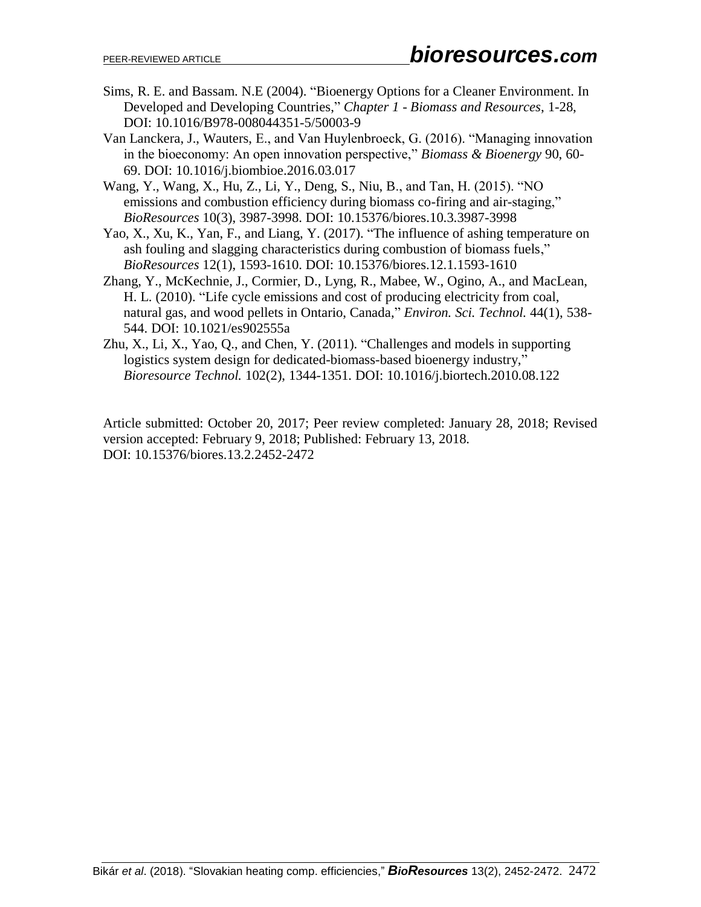Sims, R. E. and Bassam. N.E (2004). “Bioenergy Options for a Cleaner Environment. In Developed and Developing Countries,” *Chapter 1 - Biomass and Resources*, 1-28, DOI: 10.1016/B978-008044351-5/50003-9

Van Lanckera, J., Wauters, E., and Van Huylenbroeck, G. (2016). “Managing innovation in the bioeconomy: An open innovation perspective,” *Biomass & Bioenergy* 90, 60-69. DOI: 10.1016/j.biombioe.2016.03.017

Wang, Y., Wang, X., Hu, Z., Li, Y., Deng, S., Niu, B., and Tan, H. (2015). “NO emissions and combustion efficiency during biomass co-firing and air-staging,” *BioResources* 10(3), 3987-3998. DOI: 10.15376/biores.10.3.3987-3998

Yao, X., Xu, K., Yan, F., and Liang, Y. (2017). “The influence of ashing temperature on ash fouling and slagging characteristics during combustion of biomass fuels,” *BioResources* 12(1), 1593-1610. DOI: 10.15376/biores.12.1.1593-1610

Zhang, Y., McKechnie, J., Cormier, D., Lyng, R., Mabee, W., Ogino, A., and MacLean, H. L. (2010). “Life cycle emissions and cost of producing electricity from coal, natural gas, and wood pellets in Ontario, Canada,” *Environ. Sci. Technol.* 44(1), 538-544. DOI: 10.1021/es902555a

Zhu, X., Li, X., Yao, Q., and Chen, Y. (2011). “Challenges and models in supporting logistics system design for dedicated-biomass-based bioenergy industry,” *Bioresource Technol.* 102(2), 1344-1351. DOI: 10.1016/j.biortech.2010.08.122

Article submitted: October 20, 2017; Peer review completed: January 28, 2018; Revised version accepted: February 9, 2018; Published: February 13, 2018.
DOI: 10.15376/biores.13.2.2452-2472